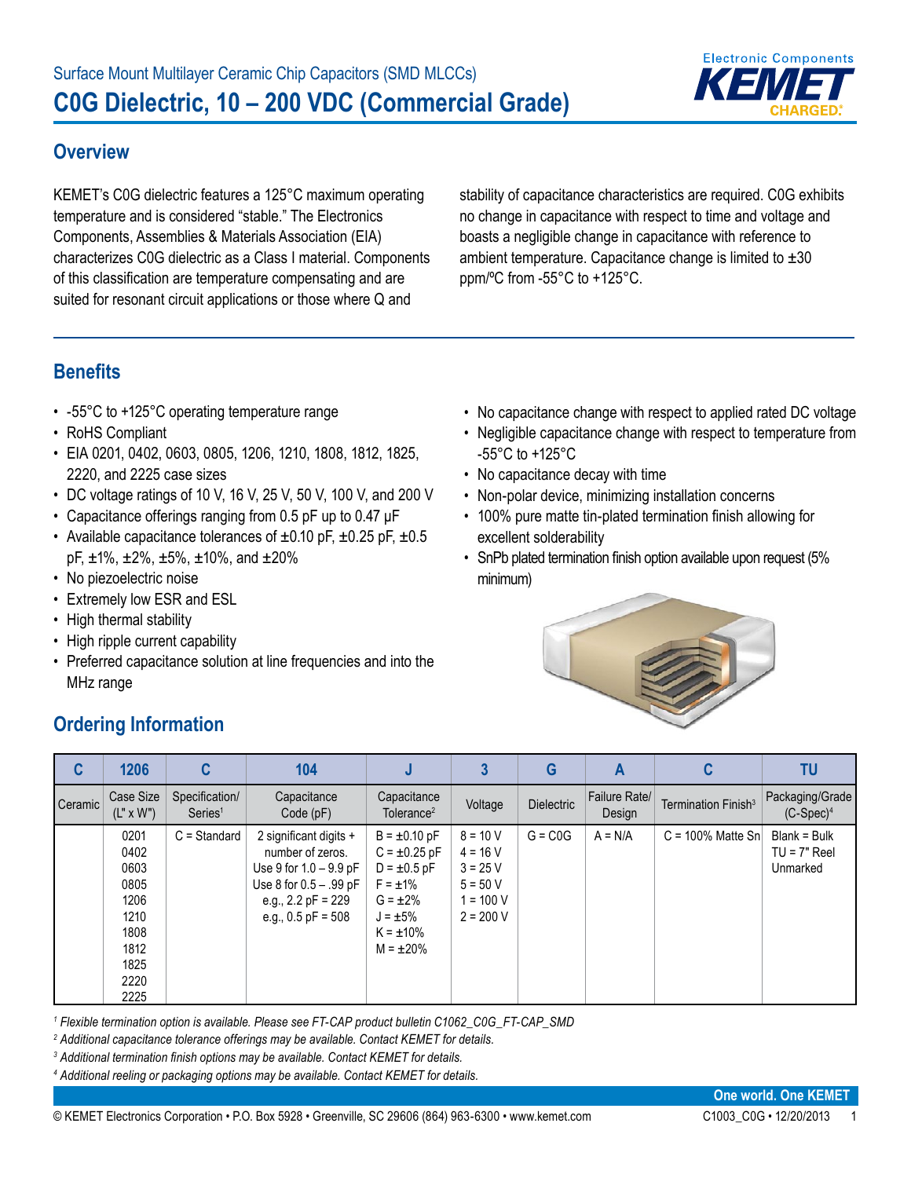Surface Mount Multilayer Ceramic Chip Capacitors (SMD MLCCs)

# C0G Dielectric, 10 – 200 VDC (Commercial Grade)

## Overview

KEMET's C0G dielectric features a 125°C maximum operating temperature and is considered "stable." The Electronics Components, Assemblies & Materials Association (EIA) characterizes C0G dielectric as a Class I material. Components of this classification are temperature compensating and are suited for resonant circuit applications or those where Q and stability of capacitance characteristics are required. C0G exhibits no change in capacitance with respect to time and voltage and boasts a negligible change in capacitance with reference to ambient temperature. Capacitance change is limited to ±30 ppm/ºC from -55°C to +125°C.

## Benefits

- -55°C to +125°C operating temperature range
- RoHS Compliant
- EIA 0201, 0402, 0603, 0805, 1206, 1210, 1808, 1812, 1825, 2220, and 2225 case sizes
- DC voltage ratings of 10 V, 16 V, 25 V, 50 V, 100 V, and 200 V
- Capacitance offerings ranging from 0.5 pF up to 0.47 μF
- Available capacitance tolerances of ±0.10 pF, ±0.25 pF, ±0.5 pF, ±1%, ±2%, ±5%, ±10%, and ±20%
- No piezoelectric noise
- Extremely low ESR and ESL
- High thermal stability
- High ripple current capability
- Preferred capacitance solution at line frequencies and into the MHz range
- No capacitance change with respect to applied rated DC voltage
- Negligible capacitance change with respect to temperature from -55°C to +125°C
- No capacitance decay with time
- Non-polar device, minimizing installation concerns
- 100% pure matte tin-plated termination finish allowing for excellent solderability
- SnPb plated termination finish option available upon request (5% minimum)

## Ordering Information

| C | 1206 | C | 104 | J | 3 | G | A | C | TU |
|---|---|---|---|---|---|---|---|---|---|
| Ceramic | Case Size (L" x W") | Specification/ Series[1] | Capacitance Code (pF) | Capacitance Tolerance[2] | Voltage | Dielectric | Failure Rate/ Design | Termination Finish[3] | Packaging/Grade (C-Spec)[4] |
| | 0201<br>0402<br>0603<br>0805<br>1206<br>1210<br>1808<br>1812<br>1825<br>2220<br>2225 | C = Standard | 2 significant digits + number of zeros.<br>Use 9 for 1.0 – 9.9 pF<br>Use 8 for 0.5 – .99 pF<br>e.g., 2.2 pF = 229<br>e.g., 0.5 pF = 508 | B = ±0.10 pF<br>C = ±0.25 pF<br>D = ±0.5 pF<br>F = ±1%<br>G = ±2%<br>J = ±5%<br>K = ±10%<br>M = ±20% | 8 = 10 V<br>4 = 16 V<br>3 = 25 V<br>5 = 50 V<br>1 = 100 V<br>2 = 200 V | G = C0G | A = N/A | C = 100% Matte Sn | Blank = Bulk<br>TU = 7" Reel<br>Unmarked |

*[1] Flexible termination option is available. Please see FT-CAP product bulletin C1062_C0G_FT-CAP_SMD*

*[2] Additional capacitance tolerance offerings may be available. Contact KEMET for details.*

*[3] Additional termination finish options may be available. Contact KEMET for details.*

*[4] Additional reeling or packaging options may be available. Contact KEMET for details.*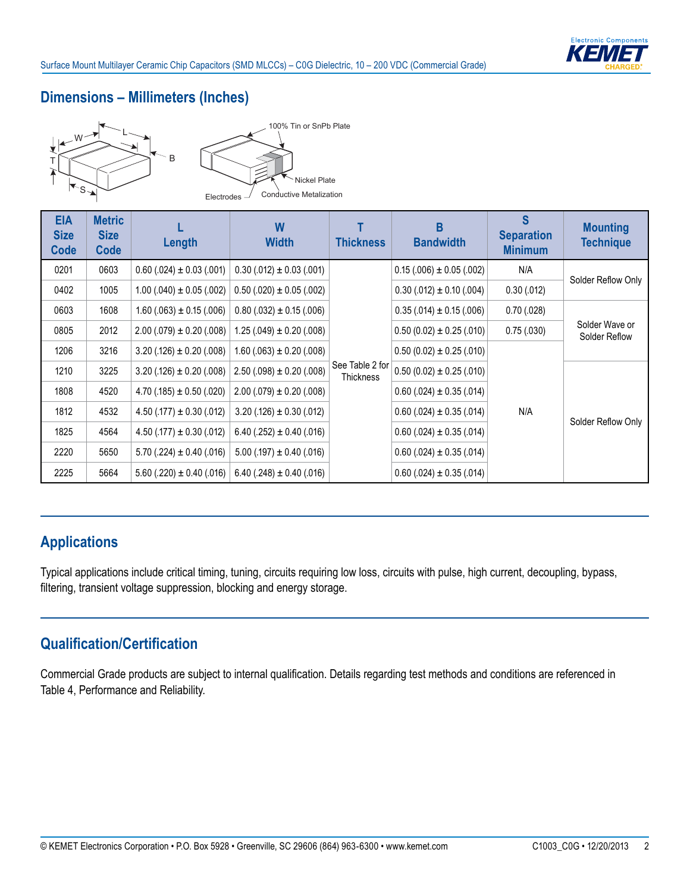## Dimensions – Millimeters (Inches)

| EIA Size Code | Metric Size Code | L Length | W Width | T Thickness | B Bandwidth | S Separation Minimum | Mounting Technique |
|---|---|---|---|---|---|---|---|
| 0201 | 0603 | 0.60 (.024) ± 0.03 (.001) | 0.30 (.012) ± 0.03 (.001) | See Table 2 for Thickness | 0.15 (.006) ± 0.05 (.002) | N/A | Solder Reflow Only |
| 0402 | 1005 | 1.00 (.040) ± 0.05 (.002) | 0.50 (.020) ± 0.05 (.002) | | 0.30 (.012) ± 0.10 (.004) | 0.30 (.012) | |
| 0603 | 1608 | 1.60 (.063) ± 0.15 (.006) | 0.80 (.032) ± 0.15 (.006) | | 0.35 (.014) ± 0.15 (.006) | 0.70 (.028) | Solder Wave or Solder Reflow |
| 0805 | 2012 | 2.00 (.079) ± 0.20 (.008) | 1.25 (.049) ± 0.20 (.008) | | 0.50 (0.02) ± 0.25 (.010) | 0.75 (.030) | |
| 1206 | 3216 | 3.20 (.126) ± 0.20 (.008) | 1.60 (.063) ± 0.20 (.008) | | 0.50 (0.02) ± 0.25 (.010) | N/A | |
| 1210 | 3225 | 3.20 (.126) ± 0.20 (.008) | 2.50 (.098) ± 0.20 (.008) | | 0.50 (0.02) ± 0.25 (.010) | | Solder Reflow Only |
| 1808 | 4520 | 4.70 (.185) ± 0.50 (.020) | 2.00 (.079) ± 0.20 (.008) | | 0.60 (.024) ± 0.35 (.014) | | |
| 1812 | 4532 | 4.50 (.177) ± 0.30 (.012) | 3.20 (.126) ± 0.30 (.012) | | 0.60 (.024) ± 0.35 (.014) | | |
| 1825 | 4564 | 4.50 (.177) ± 0.30 (.012) | 6.40 (.252) ± 0.40 (.016) | | 0.60 (.024) ± 0.35 (.014) | | |
| 2220 | 5650 | 5.70 (.224) ± 0.40 (.016) | 5.00 (.197) ± 0.40 (.016) | | 0.60 (.024) ± 0.35 (.014) | | |
| 2225 | 5664 | 5.60 (.220) ± 0.40 (.016) | 6.40 (.248) ± 0.40 (.016) | | 0.60 (.024) ± 0.35 (.014) | | |

## Applications

Typical applications include critical timing, tuning, circuits requiring low loss, circuits with pulse, high current, decoupling, bypass, filtering, transient voltage suppression, blocking and energy storage.

## Qualification/Certification

Commercial Grade products are subject to internal qualification. Details regarding test methods and conditions are referenced in Table 4, Performance and Reliability.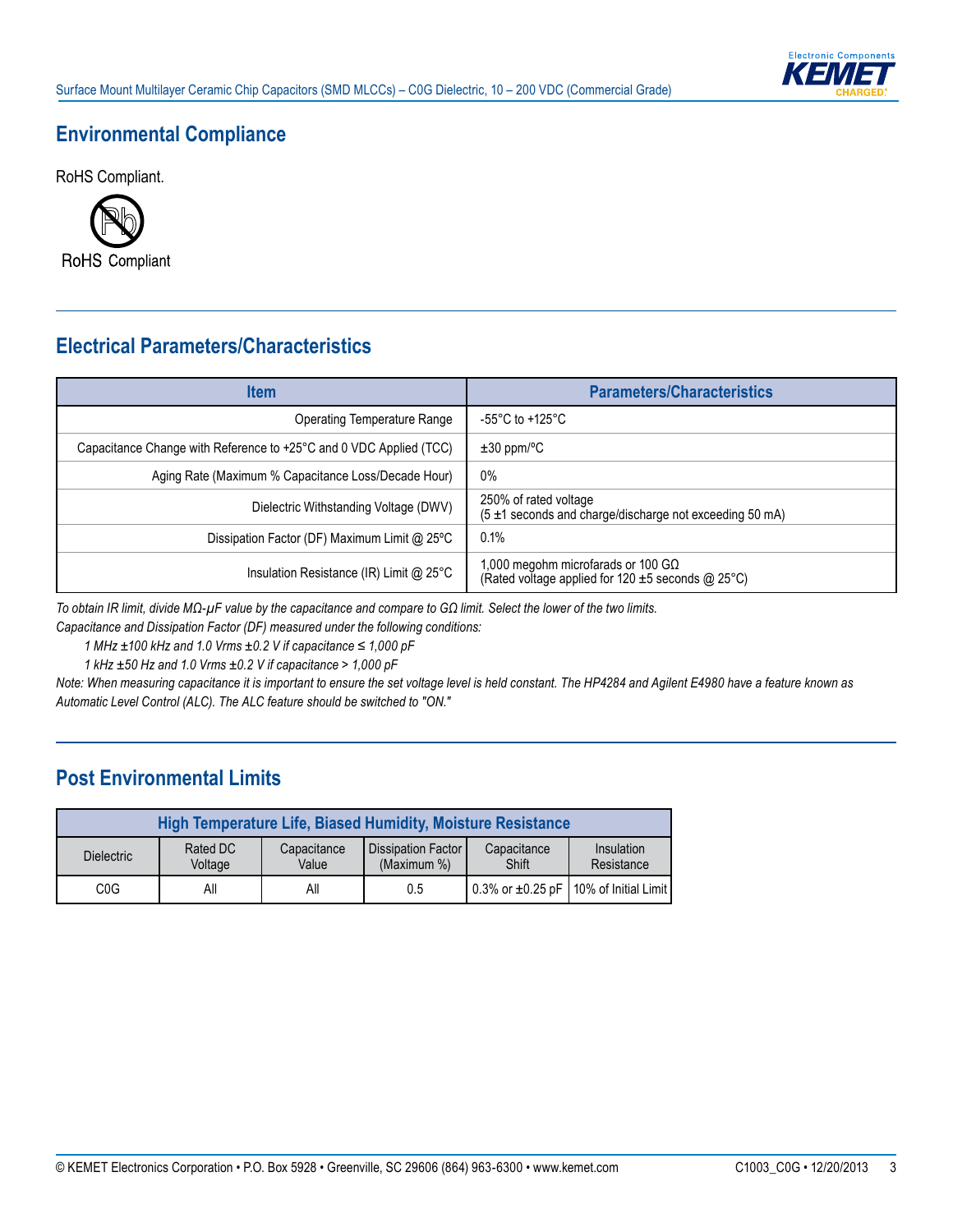## Environmental Compliance

RoHS Compliant.

RoHS Compliant

## Electrical Parameters/Characteristics

| Item | Parameters/Characteristics |
|---|---|
| Operating Temperature Range | -55°C to +125°C |
| Capacitance Change with Reference to +25°C and 0 VDC Applied (TCC) | ±30 ppm/ºC |
| Aging Rate (Maximum % Capacitance Loss/Decade Hour) | 0% |
| Dielectric Withstanding Voltage (DWV) | 250% of rated voltage<br>(5 ±1 seconds and charge/discharge not exceeding 50 mA) |
| Dissipation Factor (DF) Maximum Limit @ 25ºC | 0.1% |
| Insulation Resistance (IR) Limit @ 25°C | 1,000 megohm microfarads or 100 GΩ<br>(Rated voltage applied for 120 ±5 seconds @ 25°C) |

*To obtain IR limit, divide MΩ-µF value by the capacitance and compare to GΩ limit. Select the lower of the two limits.*

*Capacitance and Dissipation Factor (DF) measured under the following conditions:*

*1 MHz ±100 kHz and 1.0 Vrms ±0.2 V if capacitance ≤ 1,000 pF*

*1 kHz ±50 Hz and 1.0 Vrms ±0.2 V if capacitance > 1,000 pF*

*Note: When measuring capacitance it is important to ensure the set voltage level is held constant. The HP4284 and Agilent E4980 have a feature known as Automatic Level Control (ALC). The ALC feature should be switched to "ON."*

## Post Environmental Limits

| High Temperature Life, Biased Humidity, Moisture Resistance | | | | | |
|---|---|---|---|---|---|
| Dielectric | Rated DC Voltage | Capacitance Value | Dissipation Factor (Maximum %) | Capacitance Shift | Insulation Resistance |
| C0G | All | All | 0.5 | 0.3% or ±0.25 pF | 10% of Initial Limit |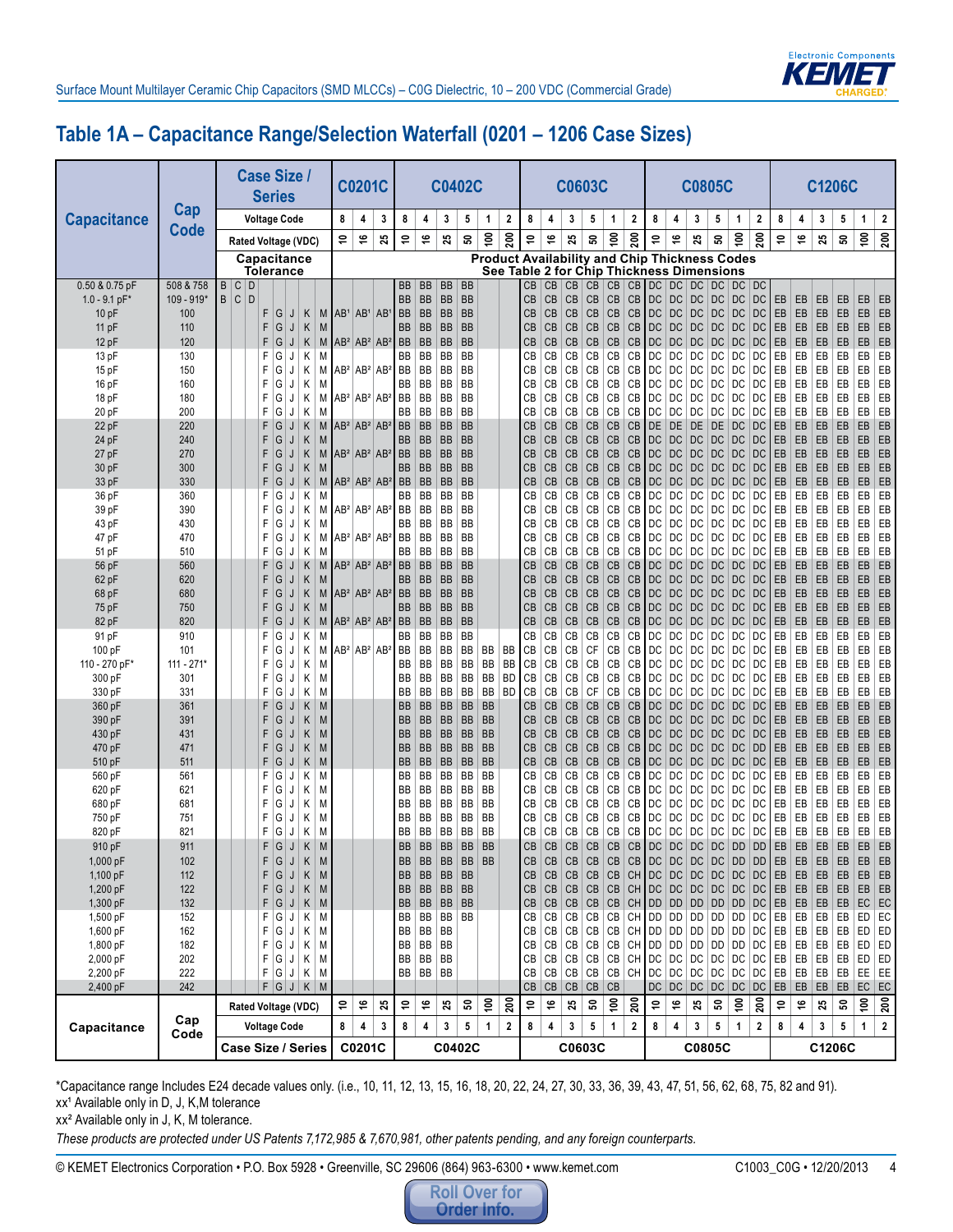# Table 1A – Capacitance Range/Selection Waterfall (0201 – 1206 Case Sizes)

| Capacitance | Cap Code | Case Size / Series | | | | | | | | C0201C | | | C0402C | | | | | | C0603C | | | | | | C0805C | | | | | | C1206C | | | | | |
|---|---|---|---|---|---|---|---|---|---|---|---|---|---|---|---|---|---|---|---|---|---|---|---|---|---|---|---|---|---|---|---|---|---|---|---|---|
| | | Voltage Code | | | | | | | | 8 | 4 | 3 | 8 | 4 | 3 | 5 | 1 | 2 | 8 | 4 | 3 | 5 | 1 | 2 | 8 | 4 | 3 | 5 | 1 | 2 | 8 | 4 | 3 | 5 | 1 | 2 |
| | | Rated Voltage (VDC) | | | | | | | | 10 | 16 | 25 | 10 | 16 | 25 | 50 | 100 | 200 | 10 | 16 | 25 | 50 | 100 | 200 | 10 | 16 | 25 | 50 | 100 | 200 | 10 | 16 | 25 | 50 | 100 | 200 |
| | | Capacitance Tolerance | | | | | | | | Product Availability and Chip Thickness Codes See Table 2 for Chip Thickness Dimensions | | | | | | | | | | | | | | | | | | | | | | | | | | |
| 0.50 & 0.75 pF | 508 & 758 | B | C | D | | | | | | | | | BB | BB | BB | BB | | | CB | CB | CB | CB | CB | CB | DC | DC | DC | DC | DC | DC | | | | | | |
| 1.0 - 9.1 pF* | 109 - 919* | B | C | D | | | | | | | | | BB | BB | BB | BB | | | CB | CB | CB | CB | CB | CB | DC | DC | DC | DC | DC | DC | EB | EB | EB | EB | EB | EB |
| 10 pF | 100 | | | | F | G | J | K | M | AB[1] | AB[1] | AB[1] | BB | BB | BB | BB | | | CB | CB | CB | CB | CB | CB | DC | DC | DC | DC | DC | DC | EB | EB | EB | EB | EB | EB |
| 11 pF | 110 | | | | F | G | J | K | M | | | | BB | BB | BB | BB | | | CB | CB | CB | CB | CB | CB | DC | DC | DC | DC | DC | DC | EB | EB | EB | EB | EB | EB |
| 12 pF | 120 | | | | F | G | J | K | M | AB[2] | AB[2] | AB[2] | BB | BB | BB | BB | | | CB | CB | CB | CB | CB | CB | DC | DC | DC | DC | DC | DC | EB | EB | EB | EB | EB | EB |
| 13 pF | 130 | | | | F | G | J | K | M | | | | BB | BB | BB | BB | | | CB | CB | CB | CB | CB | CB | DC | DC | DC | DC | DC | DC | EB | EB | EB | EB | EB | EB |
| 15 pF | 150 | | | | F | G | J | K | M | AB[2] | AB[2] | AB[2] | BB | BB | BB | BB | | | CB | CB | CB | CB | CB | CB | DC | DC | DC | DC | DC | DC | EB | EB | EB | EB | EB | EB |
| 16 pF | 160 | | | | F | G | J | K | M | | | | BB | BB | BB | BB | | | CB | CB | CB | CB | CB | CB | DC | DC | DC | DC | DC | DC | EB | EB | EB | EB | EB | EB |
| 18 pF | 180 | | | | F | G | J | K | M | AB[2] | AB[2] | AB[2] | BB | BB | BB | BB | | | CB | CB | CB | CB | CB | CB | DC | DC | DC | DC | DC | DC | EB | EB | EB | EB | EB | EB |
| 20 pF | 200 | | | | F | G | J | K | M | | | | BB | BB | BB | BB | | | CB | CB | CB | CB | CB | CB | DC | DC | DC | DC | DC | DC | EB | EB | EB | EB | EB | EB |
| 22 pF | 220 | | | | F | G | J | K | M | AB[2] | AB[2] | AB[2] | BB | BB | BB | BB | | | CB | CB | CB | CB | CB | CB | DE | DE | DE | DE | DC | DC | EB | EB | EB | EB | EB | EB |
| 24 pF | 240 | | | | F | G | J | K | M | | | | BB | BB | BB | BB | | | CB | CB | CB | CB | CB | CB | DC | DC | DC | DC | DC | DC | EB | EB | EB | EB | EB | EB |
| 27 pF | 270 | | | | F | G | J | K | M | AB[2] | AB[2] | AB[2] | BB | BB | BB | BB | | | CB | CB | CB | CB | CB | CB | DC | DC | DC | DC | DC | DC | EB | EB | EB | EB | EB | EB |
| 30 pF | 300 | | | | F | G | J | K | M | | | | BB | BB | BB | BB | | | CB | CB | CB | CB | CB | CB | DC | DC | DC | DC | DC | DC | EB | EB | EB | EB | EB | EB |
| 33 pF | 330 | | | | F | G | J | K | M | AB[2] | AB[2] | AB[2] | BB | BB | BB | BB | | | CB | CB | CB | CB | CB | CB | DC | DC | DC | DC | DC | DC | EB | EB | EB | EB | EB | EB |
| 36 pF | 360 | | | | F | G | J | K | M | | | | BB | BB | BB | BB | | | CB | CB | CB | CB | CB | CB | DC | DC | DC | DC | DC | DC | EB | EB | EB | EB | EB | EB |
| 39 pF | 390 | | | | F | G | J | K | M | AB[2] | AB[2] | AB[2] | BB | BB | BB | BB | | | CB | CB | CB | CB | CB | CB | DC | DC | DC | DC | DC | DC | EB | EB | EB | EB | EB | EB |
| 43 pF | 430 | | | | F | G | J | K | M | | | | BB | BB | BB | BB | | | CB | CB | CB | CB | CB | CB | DC | DC | DC | DC | DC | DC | EB | EB | EB | EB | EB | EB |
| 47 pF | 470 | | | | F | G | J | K | M | AB[2] | AB[2] | AB[2] | BB | BB | BB | BB | | | CB | CB | CB | CB | CB | CB | DC | DC | DC | DC | DC | DC | EB | EB | EB | EB | EB | EB |
| 51 pF | 510 | | | | F | G | J | K | M | | | | BB | BB | BB | BB | | | CB | CB | CB | CB | CB | CB | DC | DC | DC | DC | DC | DC | EB | EB | EB | EB | EB | EB |
| 56 pF | 560 | | | | F | G | J | K | M | AB[2] | AB[2] | AB[2] | BB | BB | BB | BB | | | CB | CB | CB | CB | CB | CB | DC | DC | DC | DC | DC | DC | EB | EB | EB | EB | EB | EB |
| 62 pF | 620 | | | | F | G | J | K | M | | | | BB | BB | BB | BB | | | CB | CB | CB | CB | CB | CB | DC | DC | DC | DC | DC | DC | EB | EB | EB | EB | EB | EB |
| 68 pF | 680 | | | | F | G | J | K | M | AB[2] | AB[2] | AB[2] | BB | BB | BB | BB | | | CB | CB | CB | CB | CB | CB | DC | DC | DC | DC | DC | DC | EB | EB | EB | EB | EB | EB |
| 75 pF | 750 | | | | F | G | J | K | M | | | | BB | BB | BB | BB | | | CB | CB | CB | CB | CB | CB | DC | DC | DC | DC | DC | DC | EB | EB | EB | EB | EB | EB |
| 82 pF | 820 | | | | F | G | J | K | M | AB[2] | AB[2] | AB[2] | BB | BB | BB | BB | | | CB | CB | CB | CB | CB | CB | DC | DC | DC | DC | DC | DC | EB | EB | EB | EB | EB | EB |
| 91 pF | 910 | | | | F | G | J | K | M | | | | BB | BB | BB | BB | | | CB | CB | CB | CB | CB | CB | DC | DC | DC | DC | DC | DC | EB | EB | EB | EB | EB | EB |
| 100 pF | 101 | | | | F | G | J | K | M | AB[2] | AB[2] | AB[2] | BB | BB | BB | BB | BB | BB | CB | CB | CB | CF | CB | CB | DC | DC | DC | DC | DC | DC | EB | EB | EB | EB | EB | EB |
| 110 - 270 pF* | 111 - 271* | | | | F | G | J | K | M | | | | BB | BB | BB | BB | BB | BB | CB | CB | CB | CB | CB | CB | DC | DC | DC | DC | DC | DC | EB | EB | EB | EB | EB | EB |
| 300 pF | 301 | | | | F | G | J | K | M | | | | BB | BB | BB | BB | BB | BD | CB | CB | CB | CB | CB | CB | DC | DC | DC | DC | DC | DC | EB | EB | EB | EB | EB | EB |
| 330 pF | 331 | | | | F | G | J | K | M | | | | BB | BB | BB | BB | BB | BD | CB | CB | CB | CF | CB | CB | DC | DC | DC | DC | DC | DC | EB | EB | EB | EB | EB | EB |
| 360 pF | 361 | | | | F | G | J | K | M | | | | BB | BB | BB | BB | BB | | CB | CB | CB | CB | CB | CB | DC | DC | DC | DC | DC | DC | EB | EB | EB | EB | EB | EB |
| 390 pF | 391 | | | | F | G | J | K | M | | | | BB | BB | BB | BB | BB | | CB | CB | CB | CB | CB | CB | DC | DC | DC | DC | DC | DC | EB | EB | EB | EB | EB | EB |
| 430 pF | 431 | | | | F | G | J | K | M | | | | BB | BB | BB | BB | BB | | CB | CB | CB | CB | CB | CB | DC | DC | DC | DC | DC | DC | EB | EB | EB | EB | EB | EB |
| 470 pF | 471 | | | | F | G | J | K | M | | | | BB | BB | BB | BB | BB | | CB | CB | CB | CB | CB | CB | DC | DC | DC | DC | DC | DD | EB | EB | EB | EB | EB | EB |
| 510 pF | 511 | | | | F | G | J | K | M | | | | BB | BB | BB | BB | BB | | CB | CB | CB | CB | CB | CB | DC | DC | DC | DC | DC | DC | EB | EB | EB | EB | EB | EB |
| 560 pF | 561 | | | | F | G | J | K | M | | | | BB | BB | BB | BB | BB | | CB | CB | CB | CB | CB | CB | DC | DC | DC | DC | DC | DC | EB | EB | EB | EB | EB | EB |
| 620 pF | 621 | | | | F | G | J | K | M | | | | BB | BB | BB | BB | BB | | CB | CB | CB | CB | CB | CB | DC | DC | DC | DC | DC | DC | EB | EB | EB | EB | EB | EB |
| 680 pF | 681 | | | | F | G | J | K | M | | | | BB | BB | BB | BB | BB | | CB | CB | CB | CB | CB | CB | DC | DC | DC | DC | DC | DC | EB | EB | EB | EB | EB | EB |
| 750 pF | 751 | | | | F | G | J | K | M | | | | BB | BB | BB | BB | BB | | CB | CB | CB | CB | CB | CB | DC | DC | DC | DC | DC | DC | EB | EB | EB | EB | EB | EB |
| 820 pF | 821 | | | | F | G | J | K | M | | | | BB | BB | BB | BB | BB | | CB | CB | CB | CB | CB | CB | DC | DC | DC | DC | DC | DC | EB | EB | EB | EB | EB | EB |
| 910 pF | 911 | | | | F | G | J | K | M | | | | BB | BB | BB | BB | BB | | CB | CB | CB | CB | CB | CB | DC | DC | DC | DC | DD | DD | EB | EB | EB | EB | EB | EB |
| 1,000 pF | 102 | | | | F | G | J | K | M | | | | BB | BB | BB | BB | BB | | CB | CB | CB | CB | CB | CB | DC | DC | DC | DC | DD | DD | EB | EB | EB | EB | EB | EB |
| 1,100 pF | 112 | | | | F | G | J | K | M | | | | BB | BB | BB | BB | | | CB | CB | CB | CB | CB | CH | DC | DC | DC | DC | DC | DC | EB | EB | EB | EB | EB | EB |
| 1,200 pF | 122 | | | | F | G | J | K | M | | | | BB | BB | BB | BB | | | CB | CB | CB | CB | CB | CH | DC | DC | DC | DC | DC | DC | EB | EB | EB | EB | EB | EB |
| 1,300 pF | 132 | | | | F | G | J | K | M | | | | BB | BB | BB | BB | | | CB | CB | CB | CB | CB | CH | DD | DD | DD | DD | DD | DD | EB | EB | EB | EB | EC | EC |
| 1,500 pF | 152 | | | | F | G | J | K | M | | | | BB | BB | BB | BB | | | CB | CB | CB | CB | CB | CH | DD | DD | DD | DD | DD | DC | EB | EB | EB | EB | ED | EC |
| 1,600 pF | 162 | | | | F | G | J | K | M | | | | BB | BB | BB | | | | CB | CB | CB | CB | CB | CH | DD | DD | DD | DD | DD | DC | EB | EB | EB | EB | ED | ED |
| 1,800 pF | 182 | | | | F | G | J | K | M | | | | BB | BB | BB | | | | CB | CB | CB | CB | CB | CH | DD | DD | DD | DD | DD | DC | EB | EB | EB | EB | ED | ED |
| 2,000 pF | 202 | | | | F | G | J | K | M | | | | BB | BB | BB | | | | CB | CB | CB | CB | CB | CH | DC | DC | DC | DC | DC | DC | EB | EB | EB | EB | ED | ED |
| 2,200 pF | 222 | | | | F | G | J | K | M | | | | BB | BB | BB | | | | CB | CB | CB | CB | CB | CH | DC | DC | DC | DC | DC | DC | EB | EB | EB | EB | EE | EE |
| 2,400 pF | 242 | | | | F | G | J | K | M | | | | | | | | | | CB | CB | CB | CB | CB | | DC | DC | DC | DC | DC | DC | EB | EB | EB | EB | EC | EC |
| Capacitance | Cap Code | Rated Voltage (VDC) | | | | | | | | 10 | 16 | 25 | 10 | 16 | 25 | 50 | 100 | 200 | 10 | 16 | 25 | 50 | 100 | 200 | 10 | 16 | 25 | 50 | 100 | 200 | 10 | 16 | 25 | 50 | 100 | 200 |
| | | Voltage Code | | | | | | | | 8 | 4 | 3 | 8 | 4 | 3 | 5 | 1 | 2 | 8 | 4 | 3 | 5 | 1 | 2 | 8 | 4 | 3 | 5 | 1 | 2 | 8 | 4 | 3 | 5 | 1 | 2 |
| | | Case Size / Series | | | | | | | | C0201C | | | C0402C | | | | | | C0603C | | | | | | C0805C | | | | | | C1206C | | | | | |

*Capacitance range Includes E24 decade values only. (i.e., 10, 11, 12, 13, 15, 16, 18, 20, 22, 24, 27, 30, 33, 36, 39, 43, 47, 51, 56, 62, 68, 75, 82 and 91).

xx[1] Available only in D, J, K,M tolerance

xx[2] Available only in J, K, M tolerance.

*These products are protected under US Patents 7,172,985 & 7,670,981, other patents pending, and any foreign counterparts.*

Roll Over for Order Info.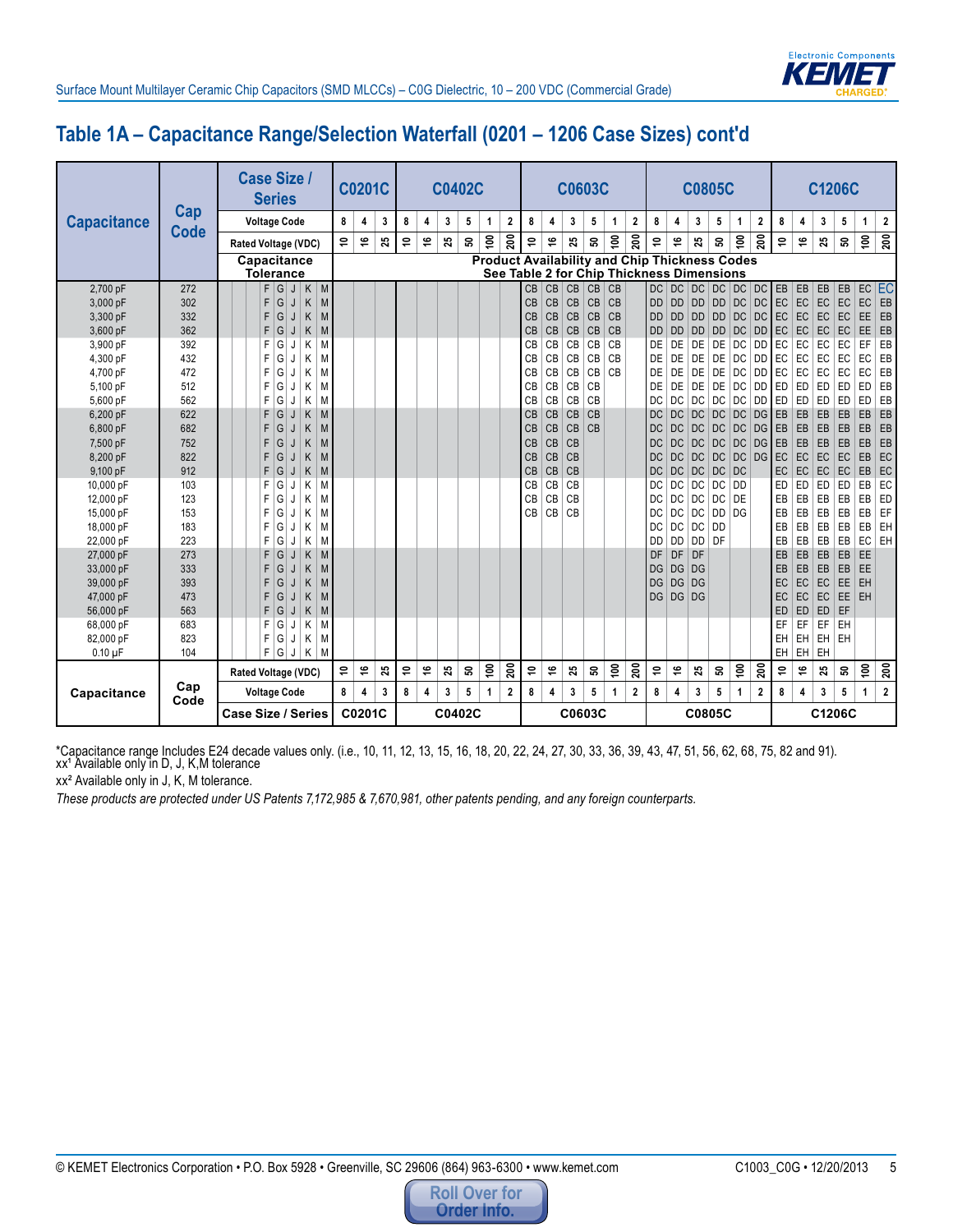## Table 1A – Capacitance Range/Selection Waterfall (0201 – 1206 Case Sizes) cont'd

| Capacitance | Cap Code | Case Size / Series | C0201C | | | C0402C | | | | | | C0603C | | | | | | C0805C | | | | | | C1206C | | | | | |
|---|---|---|---|---|---|---|---|---|---|---|---|---|---|---|---|---|---|---|---|---|---|---|---|---|---|---|---|---|---|
| | | Voltage Code | 8 | 4 | 3 | 8 | 4 | 3 | 5 | 1 | 2 | 8 | 4 | 3 | 5 | 1 | 2 | 8 | 4 | 3 | 5 | 1 | 2 | 8 | 4 | 3 | 5 | 1 | 2 |
| | | Rated Voltage (VDC) | 10 | 16 | 25 | 10 | 16 | 25 | 50 | 100 | 200 | 10 | 16 | 25 | 50 | 100 | 200 | 10 | 16 | 25 | 50 | 100 | 200 | 10 | 16 | 25 | 50 | 100 | 200 |
| | | Capacitance Tolerance | Product Availability and Chip Thickness Codes See Table 2 for Chip Thickness Dimensions | | | | | | | | | | | | | | | | | | | | | | | | | | |
| 2,700 pF | 272 | F G J K M | | | | | | | | | | CB | CB | CB | CB | CB | | DC | DC | DC | DC | DC | DC | EB | EB | EB | EB | EC | EC |
| 3,000 pF | 302 | F G J K M | | | | | | | | | | CB | CB | CB | CB | CB | | DD | DD | DD | DD | DC | DC | EC | EC | EC | EC | EC | EB |
| 3,300 pF | 332 | F G J K M | | | | | | | | | | CB | CB | CB | CB | CB | | DD | DD | DD | DD | DC | DC | EC | EC | EC | EC | EE | EB |
| 3,600 pF | 362 | F G J K M | | | | | | | | | | CB | CB | CB | CB | CB | | DD | DD | DD | DD | DC | DD | EC | EC | EC | EC | EE | EB |
| 3,900 pF | 392 | F G J K M | | | | | | | | | | CB | CB | CB | CB | CB | | DE | DE | DE | DE | DC | DD | EC | EC | EC | EC | EF | EB |
| 4,300 pF | 432 | F G J K M | | | | | | | | | | CB | CB | CB | CB | CB | | DE | DE | DE | DE | DC | DD | EC | EC | EC | EC | EC | EB |
| 4,700 pF | 472 | F G J K M | | | | | | | | | | CB | CB | CB | CB | CB | | DE | DE | DE | DE | DC | DD | EC | EC | EC | EC | EC | EB |
| 5,100 pF | 512 | F G J K M | | | | | | | | | | CB | CB | CB | CB | | | DE | DE | DE | DE | DC | DD | ED | ED | ED | ED | ED | EB |
| 5,600 pF | 562 | F G J K M | | | | | | | | | | CB | CB | CB | CB | | | DC | DC | DC | DC | DC | DD | ED | ED | ED | ED | ED | EB |
| 6,200 pF | 622 | F G J K M | | | | | | | | | | CB | CB | CB | CB | | | DC | DC | DC | DC | DC | DG | EB | EB | EB | EB | EB | EB |
| 6,800 pF | 682 | F G J K M | | | | | | | | | | CB | CB | CB | CB | | | DC | DC | DC | DC | DC | DG | EB | EB | EB | EB | EB | EB |
| 7,500 pF | 752 | F G J K M | | | | | | | | | | CB | CB | CB | | | | DC | DC | DC | DC | DC | DG | EB | EB | EB | EB | EB | EB |
| 8,200 pF | 822 | F G J K M | | | | | | | | | | CB | CB | CB | | | | DC | DC | DC | DC | DC | DG | EC | EC | EC | EC | EB | EC |
| 9,100 pF | 912 | F G J K M | | | | | | | | | | CB | CB | CB | | | | DC | DC | DC | DC | DC | | EC | EC | EC | EC | EB | EC |
| 10,000 pF | 103 | F G J K M | | | | | | | | | | CB | CB | CB | | | | DC | DC | DC | DC | DD | | ED | ED | ED | ED | EB | EC |
| 12,000 pF | 123 | F G J K M | | | | | | | | | | CB | CB | CB | | | | DC | DC | DC | DC | DE | | EB | EB | EB | EB | EB | ED |
| 15,000 pF | 153 | F G J K M | | | | | | | | | | CB | CB | CB | | | | DC | DC | DC | DD | DG | | EB | EB | EB | EB | EB | EF |
| 18,000 pF | 183 | F G J K M | | | | | | | | | | | | | | | | DC | DC | DC | DD | | | EB | EB | EB | EB | EB | EH |
| 22,000 pF | 223 | F G J K M | | | | | | | | | | | | | | | | DD | DD | DD | DF | | | EB | EB | EB | EB | EC | EH |
| 27,000 pF | 273 | F G J K M | | | | | | | | | | | | | | | | DF | DF | DF | | | | EB | EB | EB | EB | EE | |
| 33,000 pF | 333 | F G J K M | | | | | | | | | | | | | | | | DG | DG | DG | | | | EB | EB | EB | EB | EE | |
| 39,000 pF | 393 | F G J K M | | | | | | | | | | | | | | | | DG | DG | DG | | | | EC | EC | EC | EE | EH | |
| 47,000 pF | 473 | F G J K M | | | | | | | | | | | | | | | | DG | DG | DG | | | | EC | EC | EC | EE | EH | |
| 56,000 pF | 563 | F G J K M | | | | | | | | | | | | | | | | | | | | | | ED | ED | ED | EF | | |
| 68,000 pF | 683 | F G J K M | | | | | | | | | | | | | | | | | | | | | | EF | EF | EF | EH | | |
| 82,000 pF | 823 | F G J K M | | | | | | | | | | | | | | | | | | | | | | EH | EH | EH | EH | | |
| 0.10 µF | 104 | F G J K M | | | | | | | | | | | | | | | | | | | | | | EH | EH | EH | | | |
| Capacitance | Cap Code | Rated Voltage (VDC) | 10 | 16 | 25 | 10 | 16 | 25 | 50 | 100 | 200 | 10 | 16 | 25 | 50 | 100 | 200 | 10 | 16 | 25 | 50 | 100 | 200 | 10 | 16 | 25 | 50 | 100 | 200 |
| | | Voltage Code | 8 | 4 | 3 | 8 | 4 | 3 | 5 | 1 | 2 | 8 | 4 | 3 | 5 | 1 | 2 | 8 | 4 | 3 | 5 | 1 | 2 | 8 | 4 | 3 | 5 | 1 | 2 |
| | | Case Size / Series | C0201C | | | C0402C | | | | | | C0603C | | | | | | C0805C | | | | | | C1206C | | | | | |

*Capacitance range Includes E24 decade values only. (i.e., 10, 11, 12, 13, 15, 16, 18, 20, 22, 24, 27, 30, 33, 36, 39, 43, 47, 51, 56, 62, 68, 75, 82 and 91).

xx[1] Available only in D, J, K,M tolerance

xx[2] Available only in J, K, M tolerance.

*These products are protected under US Patents 7,172,985 & 7,670,981, other patents pending, and any foreign counterparts.*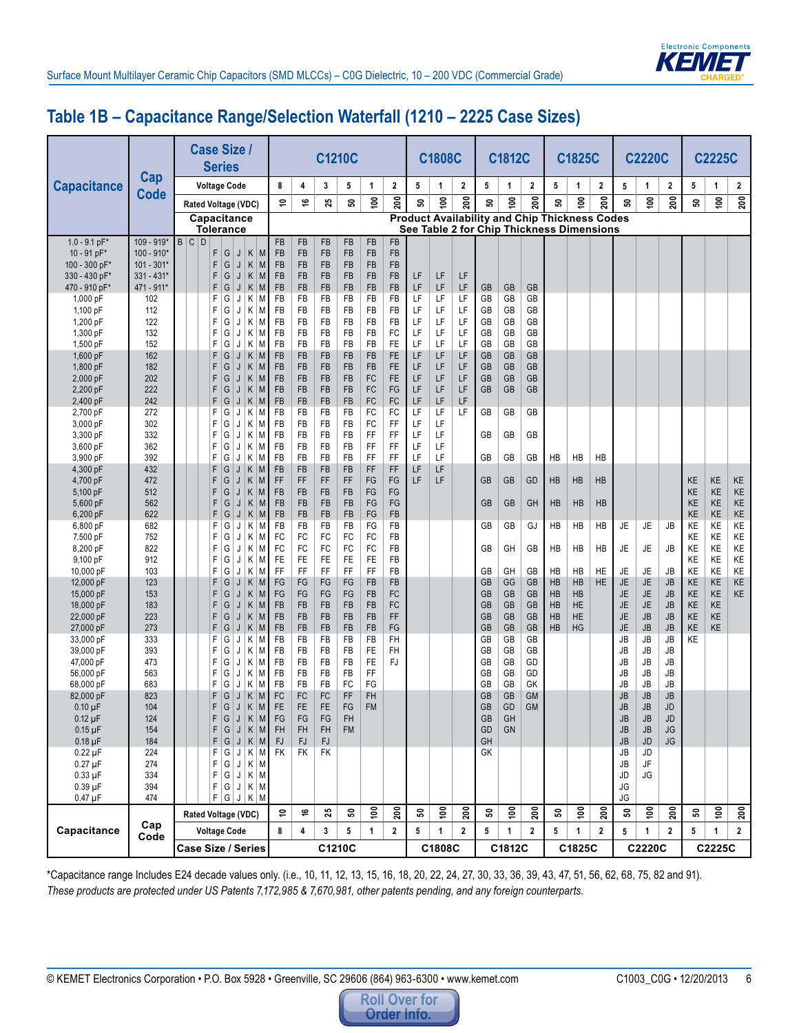## Table 1B – Capacitance Range/Selection Waterfall (1210 – 2225 Case Sizes)

| Capacitance | Cap Code | Case Size / Series | C1210C | | | | | | C1808C | | | C1812C | | | C1825C | | | C2220C | | | C2225C | | |
|---|---|---|---|---|---|---|---|---|---|---|---|---|---|---|---|---|---|---|---|---|---|---|---|
| | | Voltage Code | 8 | 4 | 3 | 5 | 1 | 2 | 5 | 1 | 2 | 5 | 1 | 2 | 5 | 1 | 2 | 5 | 1 | 2 | 5 | 1 | 2 |
| | | Rated Voltage (VDC) | 10 | 16 | 25 | 50 | 100 | 200 | 50 | 100 | 200 | 50 | 100 | 200 | 50 | 100 | 200 | 50 | 100 | 200 | 50 | 100 | 200 |
| | | Capacitance Tolerance | Product Availability and Chip Thickness Codes – See Table 2 for Chip Thickness Dimensions | | | | | | | | | | | | | | | | | | | | |
| 1.0 - 9.1 pF* | 109 - 919* | B C D | FB | FB | FB | FB | FB | FB | | | | | | | | | | | | | | | |
| 10 - 91 pF* | 100 - 910* | F G J K M | FB | FB | FB | FB | FB | FB | | | | | | | | | | | | | | | |
| 100 - 300 pF* | 101 - 301* | F G J K M | FB | FB | FB | FB | FB | FB | | | | | | | | | | | | | | | |
| 330 - 430 pF* | 331 - 431* | F G J K M | FB | FB | FB | FB | FB | FB | LF | LF | LF | | | | | | | | | | | | |
| 470 - 910 pF* | 471 - 911* | F G J K M | FB | FB | FB | FB | FB | FB | LF | LF | LF | GB | GB | GB | | | | | | | | | |
| 1,000 pF | 102 | F G J K M | FB | FB | FB | FB | FB | FB | LF | LF | LF | GB | GB | GB | | | | | | | | | |
| 1,100 pF | 112 | F G J K M | FB | FB | FB | FB | FB | FB | LF | LF | LF | GB | GB | GB | | | | | | | | | |
| 1,200 pF | 122 | F G J K M | FB | FB | FB | FB | FB | FB | LF | LF | LF | GB | GB | GB | | | | | | | | | |
| 1,300 pF | 132 | F G J K M | FB | FB | FB | FB | FB | FC | LF | LF | LF | GB | GB | GB | | | | | | | | | |
| 1,500 pF | 152 | F G J K M | FB | FB | FB | FB | FB | FE | LF | LF | LF | GB | GB | GB | | | | | | | | | |
| 1,600 pF | 162 | F G J K M | FB | FB | FB | FB | FB | FE | LF | LF | LF | GB | GB | GB | | | | | | | | | |
| 1,800 pF | 182 | F G J K M | FB | FB | FB | FB | FB | FE | LF | LF | LF | GB | GB | GB | | | | | | | | | |
| 2,000 pF | 202 | F G J K M | FB | FB | FB | FB | FC | FE | LF | LF | LF | GB | GB | GB | | | | | | | | | |
| 2,200 pF | 222 | F G J K M | FB | FB | FB | FB | FC | FG | LF | LF | LF | GB | GB | GB | | | | | | | | | |
| 2,400 pF | 242 | F G J K M | FB | FB | FB | FB | FC | FC | LF | LF | LF | | | | | | | | | | | | |
| 2,700 pF | 272 | F G J K M | FB | FB | FB | FB | FC | FC | LF | LF | LF | GB | GB | GB | | | | | | | | | |
| 3,000 pF | 302 | F G J K M | FB | FB | FB | FB | FC | FF | LF | LF | | | | | | | | | | | | | |
| 3,300 pF | 332 | F G J K M | FB | FB | FB | FB | FF | FF | LF | LF | | GB | GB | GB | | | | | | | | | |
| 3,600 pF | 362 | F G J K M | FB | FB | FB | FB | FF | FF | LF | LF | | | | | | | | | | | | | |
| 3,900 pF | 392 | F G J K M | FB | FB | FB | FB | FF | FF | LF | LF | | GB | GB | GB | HB | HB | HB | | | | | | |
| 4,300 pF | 432 | F G J K M | FB | FB | FB | FB | FF | FF | LF | LF | | | | | | | | | | | | | |
| 4,700 pF | 472 | F G J K M | FF | FF | FF | FF | FG | FG | LF | LF | | GB | GB | GD | HB | HB | HB | | | | KE | KE | KE |
| 5,100 pF | 512 | F G J K M | FB | FB | FB | FB | FG | FG | | | | | | | | | | | | | KE | KE | KE |
| 5,600 pF | 562 | F G J K M | FB | FB | FB | FB | FG | FG | | | | GB | GB | GH | HB | HB | HB | | | | KE | KE | KE |
| 6,200 pF | 622 | F G J K M | FB | FB | FB | FB | FG | FB | | | | | | | | | | | | | KE | KE | KE |
| 6,800 pF | 682 | F G J K M | FB | FB | FB | FB | FG | FB | | | | GB | GB | GJ | HB | HB | HB | JE | JE | JB | KE | KE | KE |
| 7,500 pF | 752 | F G J K M | FC | FC | FC | FC | FC | FB | | | | | | | | | | | | | KE | KE | KE |
| 8,200 pF | 822 | F G J K M | FC | FC | FC | FC | FC | FB | | | | GB | GH | GB | HB | HB | HB | JE | JE | JB | KE | KE | KE |
| 9,100 pF | 912 | F G J K M | FE | FE | FE | FE | FE | FB | | | | | | | | | | | | | KE | KE | KE |
| 10,000 pF | 103 | F G J K M | FF | FF | FF | FF | FF | FB | | | | GB | GH | GB | HB | HB | HE | JE | JE | JB | KE | KE | KE |
| 12,000 pF | 123 | F G J K M | FG | FG | FG | FG | FB | FB | | | | GB | GG | GB | HB | HB | HE | JE | JE | JB | KE | KE | KE |
| 15,000 pF | 153 | F G J K M | FG | FG | FG | FG | FB | FC | | | | GB | GB | GB | HB | HB | | JE | JE | JB | KE | KE | KE |
| 18,000 pF | 183 | F G J K M | FB | FB | FB | FB | FB | FC | | | | GB | GB | GB | HB | HE | | JE | JE | JB | KE | KE | |
| 22,000 pF | 223 | F G J K M | FB | FB | FB | FB | FB | FF | | | | GB | GB | GB | HB | HE | | JE | JB | JB | KE | KE | |
| 27,000 pF | 273 | F G J K M | FB | FB | FB | FB | FB | FG | | | | GB | GB | GB | HB | HG | | JE | JB | JB | KE | KE | |
| 33,000 pF | 333 | F G J K M | FB | FB | FB | FB | FB | FH | | | | GB | GB | GB | | | | JB | JB | JB | KE | | |
| 39,000 pF | 393 | F G J K M | FB | FB | FB | FB | FE | FH | | | | GB | GB | GB | | | | JB | JB | JB | | | |
| 47,000 pF | 473 | F G J K M | FB | FB | FB | FB | FE | FJ | | | | GB | GB | GD | | | | JB | JB | JB | | | |
| 56,000 pF | 563 | F G J K M | FB | FB | FB | FB | FF | | | | | GB | GB | GD | | | | JB | JB | JB | | | |
| 68,000 pF | 683 | F G J K M | FB | FB | FB | FC | FG | | | | | GB | GB | GK | | | | JB | JB | JB | | | |
| 82,000 pF | 823 | F G J K M | FC | FC | FC | FF | FH | | | | | GB | GB | GM | | | | JB | JB | JB | | | |
| 0.10 µF | 104 | F G J K M | FE | FE | FE | FG | FM | | | | | GB | GD | GM | | | | JB | JB | JD | | | |
| 0.12 µF | 124 | F G J K M | FG | FG | FG | FH | | | | | | GB | GH | | | | | JB | JB | JD | | | |
| 0.15 µF | 154 | F G J K M | FH | FH | FH | FM | | | | | | GD | GN | | | | | JB | JB | JG | | | |
| 0.18 µF | 184 | F G J K M | FJ | FJ | FJ | | | | | | | GH | | | | | | JB | JD | JG | | | |
| 0.22 µF | 224 | F G J K M | FK | FK | FK | | | | | | | GK | | | | | | JB | JD | | | | |
| 0.27 µF | 274 | F G J K M | | | | | | | | | | | | | | | | JB | JF | | | | |
| 0.33 µF | 334 | F G J K M | | | | | | | | | | | | | | | | JD | JG | | | | |
| 0.39 µF | 394 | F G J K M | | | | | | | | | | | | | | | | JG | | | | | |
| 0.47 µF | 474 | F G J K M | | | | | | | | | | | | | | | | JG | | | | | |
| Capacitance | Cap Code | Rated Voltage (VDC) | 10 | 16 | 25 | 50 | 100 | 200 | 50 | 100 | 200 | 50 | 100 | 200 | 50 | 100 | 200 | 50 | 100 | 200 | 50 | 100 | 200 |
| | | Voltage Code | 8 | 4 | 3 | 5 | 1 | 2 | 5 | 1 | 2 | 5 | 1 | 2 | 5 | 1 | 2 | 5 | 1 | 2 | 5 | 1 | 2 |
| | | Case Size / Series | C1210C | | | | | | C1808C | | | C1812C | | | C1825C | | | C2220C | | | C2225C | | |

*Capacitance range Includes E24 decade values only. (i.e., 10, 11, 12, 13, 15, 16, 18, 20, 22, 24, 27, 30, 33, 36, 39, 43, 47, 51, 56, 62, 68, 75, 82 and 91).

*These products are protected under US Patents 7,172,985 & 7,670,981, other patents pending, and any foreign counterparts.*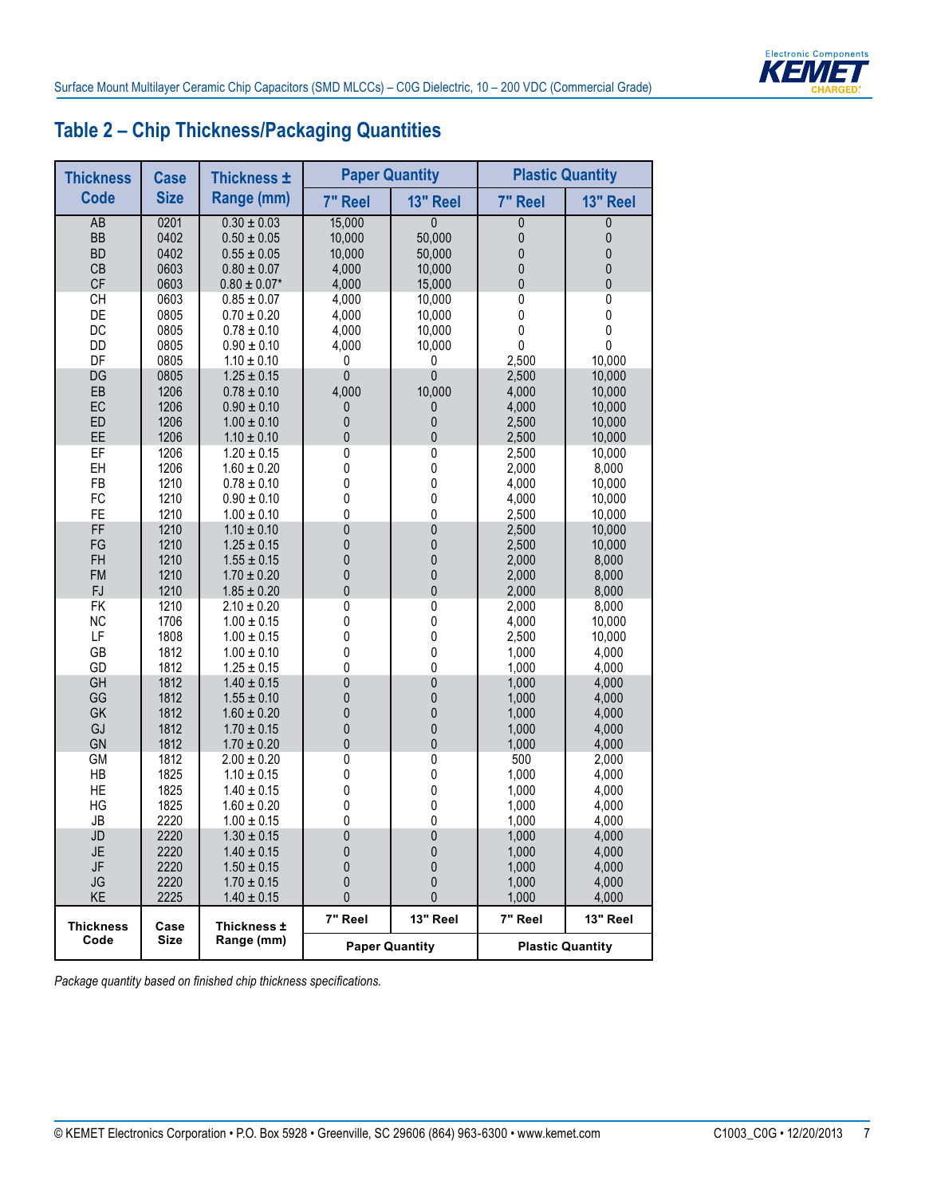## Table 2 – Chip Thickness/Packaging Quantities

| Thickness Code | Case Size | Thickness ± Range (mm) | Paper Quantity | | Plastic Quantity | |
|---|---|---|---|---|---|---|
| | | | 7" Reel | 13" Reel | 7" Reel | 13" Reel |
| AB | 0201 | 0.30 ± 0.03 | 15,000 | 0 | 0 | 0 |
| BB | 0402 | 0.50 ± 0.05 | 10,000 | 50,000 | 0 | 0 |
| BD | 0402 | 0.55 ± 0.05 | 10,000 | 50,000 | 0 | 0 |
| CB | 0603 | 0.80 ± 0.07 | 4,000 | 10,000 | 0 | 0 |
| CF | 0603 | 0.80 ± 0.07* | 4,000 | 15,000 | 0 | 0 |
| CH | 0603 | 0.85 ± 0.07 | 4,000 | 10,000 | 0 | 0 |
| DE | 0805 | 0.70 ± 0.20 | 4,000 | 10,000 | 0 | 0 |
| DC | 0805 | 0.78 ± 0.10 | 4,000 | 10,000 | 0 | 0 |
| DD | 0805 | 0.90 ± 0.10 | 4,000 | 10,000 | 0 | 0 |
| DF | 0805 | 1.10 ± 0.10 | 0 | 0 | 2,500 | 10,000 |
| DG | 0805 | 1.25 ± 0.15 | 0 | 0 | 2,500 | 10,000 |
| EB | 1206 | 0.78 ± 0.10 | 4,000 | 10,000 | 4,000 | 10,000 |
| EC | 1206 | 0.90 ± 0.10 | 0 | 0 | 4,000 | 10,000 |
| ED | 1206 | 1.00 ± 0.10 | 0 | 0 | 2,500 | 10,000 |
| EE | 1206 | 1.10 ± 0.10 | 0 | 0 | 2,500 | 10,000 |
| EF | 1206 | 1.20 ± 0.15 | 0 | 0 | 2,500 | 10,000 |
| EH | 1206 | 1.60 ± 0.20 | 0 | 0 | 2,000 | 8,000 |
| FB | 1210 | 0.78 ± 0.10 | 0 | 0 | 4,000 | 10,000 |
| FC | 1210 | 0.90 ± 0.10 | 0 | 0 | 4,000 | 10,000 |
| FE | 1210 | 1.00 ± 0.10 | 0 | 0 | 2,500 | 10,000 |
| FF | 1210 | 1.10 ± 0.10 | 0 | 0 | 2,500 | 10,000 |
| FG | 1210 | 1.25 ± 0.15 | 0 | 0 | 2,500 | 10,000 |
| FH | 1210 | 1.55 ± 0.15 | 0 | 0 | 2,000 | 8,000 |
| FM | 1210 | 1.70 ± 0.20 | 0 | 0 | 2,000 | 8,000 |
| FJ | 1210 | 1.85 ± 0.20 | 0 | 0 | 2,000 | 8,000 |
| FK | 1210 | 2.10 ± 0.20 | 0 | 0 | 2,000 | 8,000 |
| NC | 1706 | 1.00 ± 0.15 | 0 | 0 | 4,000 | 10,000 |
| LF | 1808 | 1.00 ± 0.15 | 0 | 0 | 2,500 | 10,000 |
| GB | 1812 | 1.00 ± 0.10 | 0 | 0 | 1,000 | 4,000 |
| GD | 1812 | 1.25 ± 0.15 | 0 | 0 | 1,000 | 4,000 |
| GH | 1812 | 1.40 ± 0.15 | 0 | 0 | 1,000 | 4,000 |
| GG | 1812 | 1.55 ± 0.10 | 0 | 0 | 1,000 | 4,000 |
| GK | 1812 | 1.60 ± 0.20 | 0 | 0 | 1,000 | 4,000 |
| GJ | 1812 | 1.70 ± 0.15 | 0 | 0 | 1,000 | 4,000 |
| GN | 1812 | 1.70 ± 0.20 | 0 | 0 | 1,000 | 4,000 |
| GM | 1812 | 2.00 ± 0.20 | 0 | 0 | 500 | 2,000 |
| HB | 1825 | 1.10 ± 0.15 | 0 | 0 | 1,000 | 4,000 |
| HE | 1825 | 1.40 ± 0.15 | 0 | 0 | 1,000 | 4,000 |
| HG | 1825 | 1.60 ± 0.20 | 0 | 0 | 1,000 | 4,000 |
| JB | 2220 | 1.00 ± 0.15 | 0 | 0 | 1,000 | 4,000 |
| JD | 2220 | 1.30 ± 0.15 | 0 | 0 | 1,000 | 4,000 |
| JE | 2220 | 1.40 ± 0.15 | 0 | 0 | 1,000 | 4,000 |
| JF | 2220 | 1.50 ± 0.15 | 0 | 0 | 1,000 | 4,000 |
| JG | 2220 | 1.70 ± 0.15 | 0 | 0 | 1,000 | 4,000 |
| KE | 2225 | 1.40 ± 0.15 | 0 | 0 | 1,000 | 4,000 |
| Thickness Code | Case Size | Thickness ± Range (mm) | 7" Reel | 13" Reel | 7" Reel | 13" Reel |
| | | | Paper Quantity | | Plastic Quantity | |

*Package quantity based on finished chip thickness specifications.*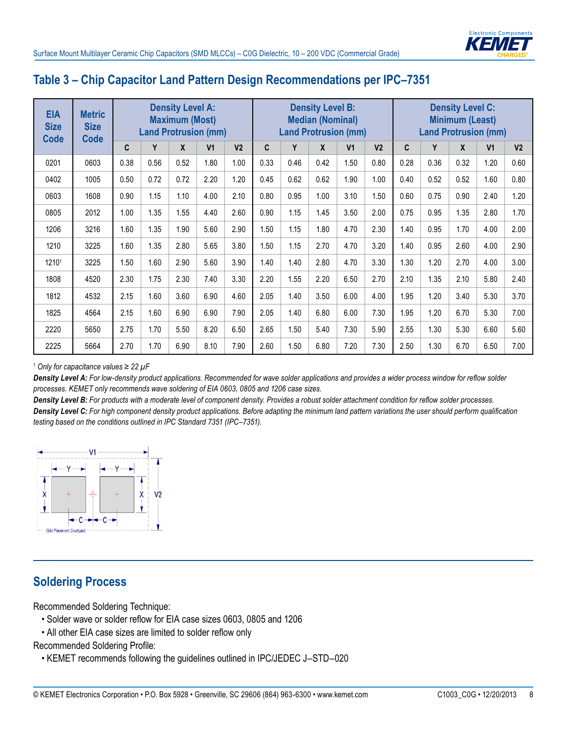## Table 3 – Chip Capacitor Land Pattern Design Recommendations per IPC–7351

| EIA Size Code | Metric Size Code | Density Level A: Maximum (Most) Land Protrusion (mm) | | | | | Density Level B: Median (Nominal) Land Protrusion (mm) | | | | | Density Level C: Minimum (Least) Land Protrusion (mm) | | | | |
|---|---|---|---|---|---|---|---|---|---|---|---|---|---|---|---|---|
| | | C | Y | X | V1 | V2 | C | Y | X | V1 | V2 | C | Y | X | V1 | V2 |
| 0201 | 0603 | 0.38 | 0.56 | 0.52 | 1.80 | 1.00 | 0.33 | 0.46 | 0.42 | 1.50 | 0.80 | 0.28 | 0.36 | 0.32 | 1.20 | 0.60 |
| 0402 | 1005 | 0.50 | 0.72 | 0.72 | 2.20 | 1.20 | 0.45 | 0.62 | 0.62 | 1.90 | 1.00 | 0.40 | 0.52 | 0.52 | 1.60 | 0.80 |
| 0603 | 1608 | 0.90 | 1.15 | 1.10 | 4.00 | 2.10 | 0.80 | 0.95 | 1.00 | 3.10 | 1.50 | 0.60 | 0.75 | 0.90 | 2.40 | 1.20 |
| 0805 | 2012 | 1.00 | 1.35 | 1.55 | 4.40 | 2.60 | 0.90 | 1.15 | 1.45 | 3.50 | 2.00 | 0.75 | 0.95 | 1.35 | 2.80 | 1.70 |
| 1206 | 3216 | 1.60 | 1.35 | 1.90 | 5.60 | 2.90 | 1.50 | 1.15 | 1.80 | 4.70 | 2.30 | 1.40 | 0.95 | 1.70 | 4.00 | 2.00 |
| 1210 | 3225 | 1.60 | 1.35 | 2.80 | 5.65 | 3.80 | 1.50 | 1.15 | 2.70 | 4.70 | 3.20 | 1.40 | 0.95 | 2.60 | 4.00 | 2.90 |
| 1210[1] | 3225 | 1.50 | 1.60 | 2.90 | 5.60 | 3.90 | 1.40 | 1.40 | 2.80 | 4.70 | 3.30 | 1.30 | 1.20 | 2.70 | 4.00 | 3.00 |
| 1808 | 4520 | 2.30 | 1.75 | 2.30 | 7.40 | 3.30 | 2.20 | 1.55 | 2.20 | 6.50 | 2.70 | 2.10 | 1.35 | 2.10 | 5.80 | 2.40 |
| 1812 | 4532 | 2.15 | 1.60 | 3.60 | 6.90 | 4.60 | 2.05 | 1.40 | 3.50 | 6.00 | 4.00 | 1.95 | 1.20 | 3.40 | 5.30 | 3.70 |
| 1825 | 4564 | 2.15 | 1.60 | 6.90 | 6.90 | 7.90 | 2.05 | 1.40 | 6.80 | 6.00 | 7.30 | 1.95 | 1.20 | 6.70 | 5.30 | 7.00 |
| 2220 | 5650 | 2.75 | 1.70 | 5.50 | 8.20 | 6.50 | 2.65 | 1.50 | 5.40 | 7.30 | 5.90 | 2.55 | 1.30 | 5.30 | 6.60 | 5.60 |
| 2225 | 5664 | 2.70 | 1.70 | 6.90 | 8.10 | 7.90 | 2.60 | 1.50 | 6.80 | 7.20 | 7.30 | 2.50 | 1.30 | 6.70 | 6.50 | 7.00 |

[1] *Only for capacitance values ≥ 22 µF*

***Density Level A:*** *For low-density product applications. Recommended for wave solder applications and provides a wider process window for reflow solder processes. KEMET only recommends wave soldering of EIA 0603, 0805 and 1206 case sizes.*

***Density Level B:*** *For products with a moderate level of component density. Provides a robust solder attachment condition for reflow solder processes.*

***Density Level C:*** *For high component density product applications. Before adapting the minimum land pattern variations the user should perform qualification testing based on the conditions outlined in IPC Standard 7351 (IPC–7351).*

V1, Y, Y, X, X, V2, C, C

Grid Placement Courtyard

## Soldering Process

Recommended Soldering Technique:

- Solder wave or solder reflow for EIA case sizes 0603, 0805 and 1206
- All other EIA case sizes are limited to solder reflow only

Recommended Soldering Profile:

- KEMET recommends following the guidelines outlined in IPC/JEDEC J–STD–020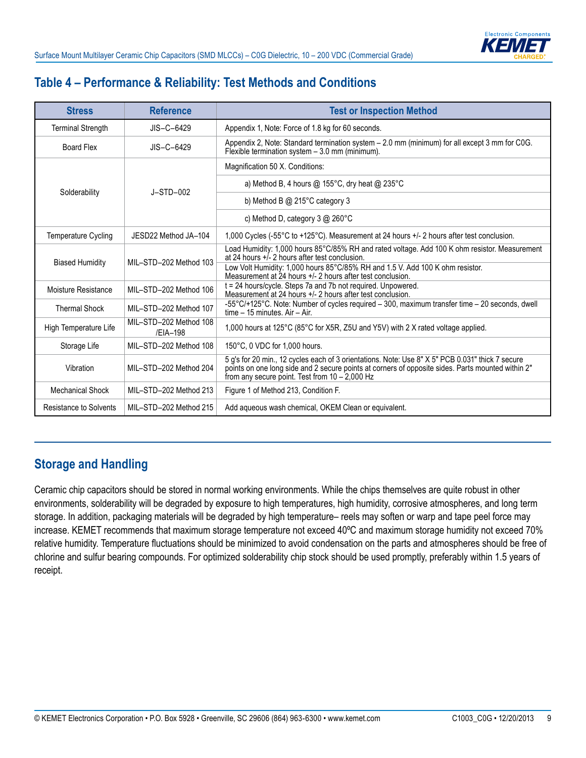## Table 4 – Performance & Reliability: Test Methods and Conditions

| Stress | Reference | Test or Inspection Method |
|---|---|---|
| Terminal Strength | JIS–C–6429 | Appendix 1, Note: Force of 1.8 kg for 60 seconds. |
| Board Flex | JIS–C–6429 | Appendix 2, Note: Standard termination system – 2.0 mm (minimum) for all except 3 mm for C0G. Flexible termination system – 3.0 mm (minimum). |
| Solderability | J–STD–002 | Magnification 50 X. Conditions: |
| | | a) Method B, 4 hours @ 155°C, dry heat @ 235°C |
| | | b) Method B @ 215°C category 3 |
| | | c) Method D, category 3 @ 260°C |
| Temperature Cycling | JESD22 Method JA–104 | 1,000 Cycles (-55°C to +125°C). Measurement at 24 hours +/- 2 hours after test conclusion. |
| Biased Humidity | MIL–STD–202 Method 103 | Load Humidity: 1,000 hours 85°C/85% RH and rated voltage. Add 100 K ohm resistor. Measurement at 24 hours +/- 2 hours after test conclusion. |
| | | Low Volt Humidity: 1,000 hours 85°C/85% RH and 1.5 V. Add 100 K ohm resistor. Measurement at 24 hours +/- 2 hours after test conclusion. |
| Moisture Resistance | MIL–STD–202 Method 106 | t = 24 hours/cycle. Steps 7a and 7b not required. Unpowered. Measurement at 24 hours +/- 2 hours after test conclusion. |
| Thermal Shock | MIL–STD–202 Method 107 | -55°C/+125°C. Note: Number of cycles required – 300, maximum transfer time – 20 seconds, dwell time – 15 minutes. Air – Air. |
| High Temperature Life | MIL–STD–202 Method 108 /EIA–198 | 1,000 hours at 125°C (85°C for X5R, Z5U and Y5V) with 2 X rated voltage applied. |
| Storage Life | MIL–STD–202 Method 108 | 150°C, 0 VDC for 1,000 hours. |
| Vibration | MIL–STD–202 Method 204 | 5 g's for 20 min., 12 cycles each of 3 orientations. Note: Use 8" X 5" PCB 0.031" thick 7 secure points on one long side and 2 secure points at corners of opposite sides. Parts mounted within 2" from any secure point. Test from 10 – 2,000 Hz |
| Mechanical Shock | MIL–STD–202 Method 213 | Figure 1 of Method 213, Condition F. |
| Resistance to Solvents | MIL–STD–202 Method 215 | Add aqueous wash chemical, OKEM Clean or equivalent. |

## Storage and Handling

Ceramic chip capacitors should be stored in normal working environments. While the chips themselves are quite robust in other environments, solderability will be degraded by exposure to high temperatures, high humidity, corrosive atmospheres, and long term storage. In addition, packaging materials will be degraded by high temperature– reels may soften or warp and tape peel force may increase. KEMET recommends that maximum storage temperature not exceed 40ºC and maximum storage humidity not exceed 70% relative humidity. Temperature fluctuations should be minimized to avoid condensation on the parts and atmospheres should be free of chlorine and sulfur bearing compounds. For optimized solderability chip stock should be used promptly, preferably within 1.5 years of receipt.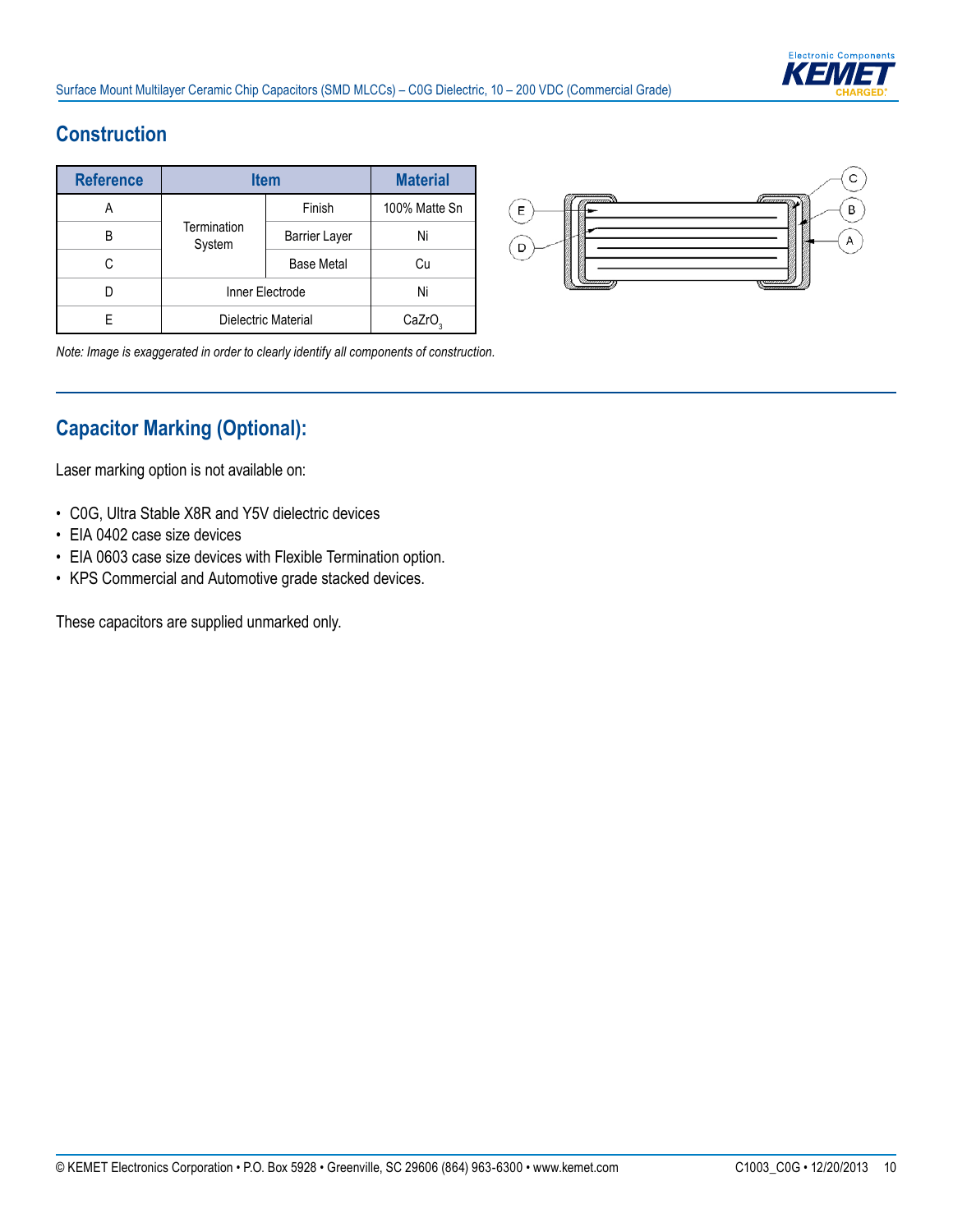## Construction

| Reference | Item | | Material |
|---|---|---|---|
| A | Termination System | Finish | 100% Matte Sn |
| B | | Barrier Layer | Ni |
| C | | Base Metal | Cu |
| D | Inner Electrode | | Ni |
| E | Dielectric Material | | $CaZrO_3$ |

*Note: Image is exaggerated in order to clearly identify all components of construction.*

## Capacitor Marking (Optional):

Laser marking option is not available on:

- C0G, Ultra Stable X8R and Y5V dielectric devices
- EIA 0402 case size devices
- EIA 0603 case size devices with Flexible Termination option.
- KPS Commercial and Automotive grade stacked devices.

These capacitors are supplied unmarked only.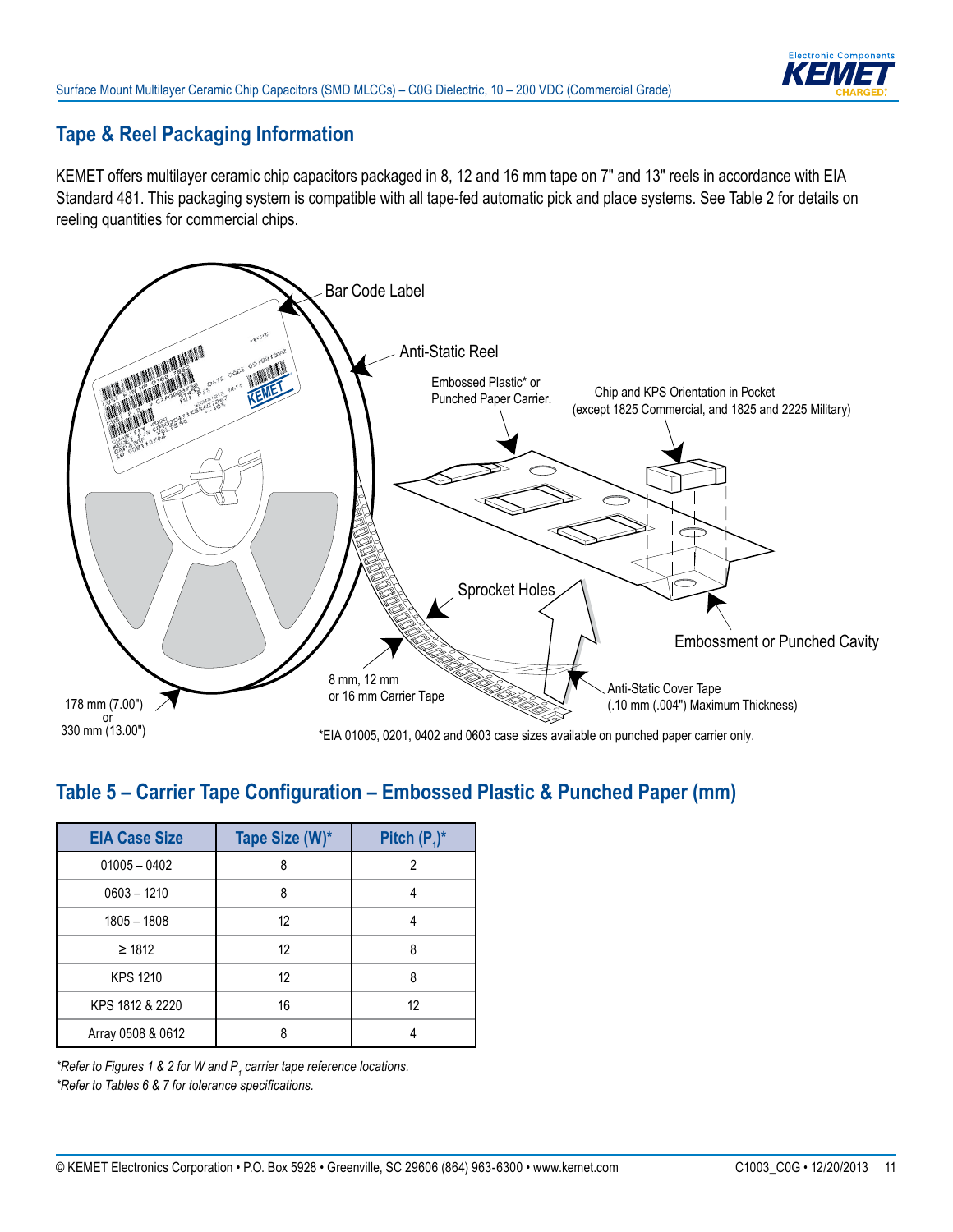## Tape & Reel Packaging Information

KEMET offers multilayer ceramic chip capacitors packaged in 8, 12 and 16 mm tape on 7" and 13" reels in accordance with EIA Standard 481. This packaging system is compatible with all tape-fed automatic pick and place systems. See Table 2 for details on reeling quantities for commercial chips.

Bar Code Label

Anti-Static Reel

Embossed Plastic* or Punched Paper Carrier.

Chip and KPS Orientation in Pocket (except 1825 Commercial, and 1825 and 2225 Military)

Sprocket Holes

Embossment or Punched Cavity

8 mm, 12 mm or 16 mm Carrier Tape

Anti-Static Cover Tape (.10 mm (.004") Maximum Thickness)

178 mm (7.00") or 330 mm (13.00")

*EIA 01005, 0201, 0402 and 0603 case sizes available on punched paper carrier only.

## Table 5 – Carrier Tape Configuration – Embossed Plastic & Punched Paper (mm)

| EIA Case Size | Tape Size (W)* | Pitch ($P_1$)* |
|---|---|---|
| 01005 – 0402 | 8 | 2 |
| 0603 – 1210 | 8 | 4 |
| 1805 – 1808 | 12 | 4 |
| ≥ 1812 | 12 | 8 |
| KPS 1210 | 12 | 8 |
| KPS 1812 & 2220 | 16 | 12 |
| Array 0508 & 0612 | 8 | 4 |

*Refer to Figures 1 & 2 for W and $P_1$ carrier tape reference locations.*

*Refer to Tables 6 & 7 for tolerance specifications.*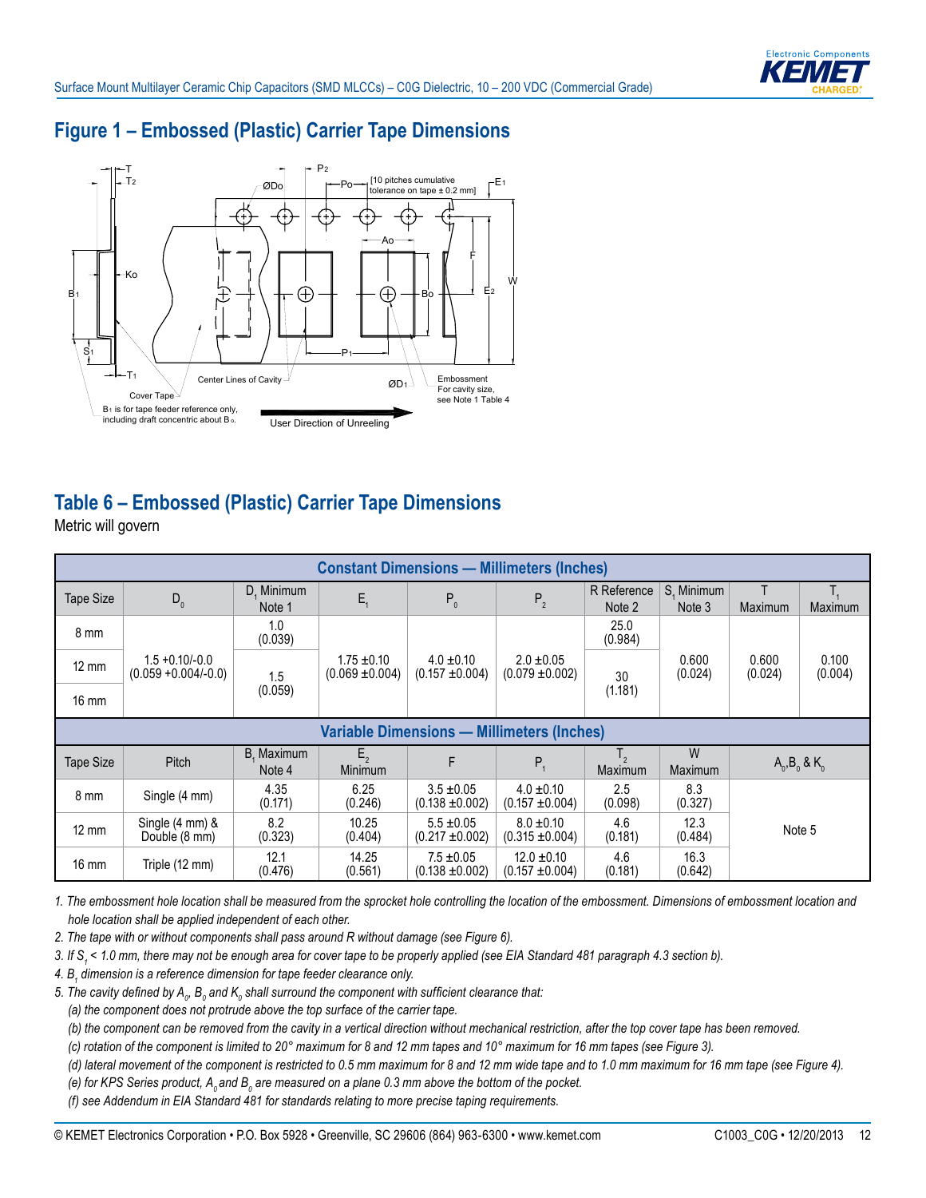## Figure 1 – Embossed (Plastic) Carrier Tape Dimensions

## Table 6 – Embossed (Plastic) Carrier Tape Dimensions

Metric will govern

| Constant Dimensions — Millimeters (Inches) | | | | | | | | | |
|---|---|---|---|---|---|---|---|---|---|
| Tape Size | $D_0$ | $D_1$ Minimum Note 1 | $E_1$ | $P_0$ | $P_2$ | R Reference Note 2 | $S_1$ Minimum Note 3 | T Maximum | $T_1$ Maximum |
| 8 mm | 1.5 +0.10/-0.0 (0.059 +0.004/-0.0) | 1.0 (0.039) | 1.75 ±0.10 (0.069 ±0.004) | 4.0 ±0.10 (0.157 ±0.004) | 2.0 ±0.05 (0.079 ±0.002) | 25.0 (0.984) | 0.600 (0.024) | 0.600 (0.024) | 0.100 (0.004) |
| 12 mm | | 1.5 (0.059) | | | | 30 (1.181) | | | |
| 16 mm | | | | | | | | | |

| Variable Dimensions — Millimeters (Inches) | | | | | | | | |
|---|---|---|---|---|---|---|---|---|
| Tape Size | Pitch | $B_1$ Maximum Note 4 | $E_2$ Minimum | F | $P_1$ | $T_2$ Maximum | W Maximum | $A_0$,$B_0$ & $K_0$ |
| 8 mm | Single (4 mm) | 4.35 (0.171) | 6.25 (0.246) | 3.5 ±0.05 (0.138 ±0.002) | 4.0 ±0.10 (0.157 ±0.004) | 2.5 (0.098) | 8.3 (0.327) | Note 5 |
| 12 mm | Single (4 mm) & Double (8 mm) | 8.2 (0.323) | 10.25 (0.404) | 5.5 ±0.05 (0.217 ±0.002) | 8.0 ±0.10 (0.315 ±0.004) | 4.6 (0.181) | 12.3 (0.484) | |
| 16 mm | Triple (12 mm) | 12.1 (0.476) | 14.25 (0.561) | 7.5 ±0.05 (0.138 ±0.002) | 12.0 ±0.10 (0.157 ±0.004) | 4.6 (0.181) | 16.3 (0.642) | |

*1. The embossment hole location shall be measured from the sprocket hole controlling the location of the embossment. Dimensions of embossment location and hole location shall be applied independent of each other.*

*2. The tape with or without components shall pass around R without damage (see Figure 6).*

*3. If $S_1$ < 1.0 mm, there may not be enough area for cover tape to be properly applied (see EIA Standard 481 paragraph 4.3 section b).*

*4. $B_1$ dimension is a reference dimension for tape feeder clearance only.*

*5. The cavity defined by $A_0$, $B_0$ and $K_0$ shall surround the component with sufficient clearance that:*

*(a) the component does not protrude above the top surface of the carrier tape.*

*(b) the component can be removed from the cavity in a vertical direction without mechanical restriction, after the top cover tape has been removed.*

*(c) rotation of the component is limited to 20° maximum for 8 and 12 mm tapes and 10° maximum for 16 mm tapes (see Figure 3).*

*(d) lateral movement of the component is restricted to 0.5 mm maximum for 8 and 12 mm wide tape and to 1.0 mm maximum for 16 mm tape (see Figure 4).*

*(e) for KPS Series product, $A_0$ and $B_0$ are measured on a plane 0.3 mm above the bottom of the pocket.*

*(f) see Addendum in EIA Standard 481 for standards relating to more precise taping requirements.*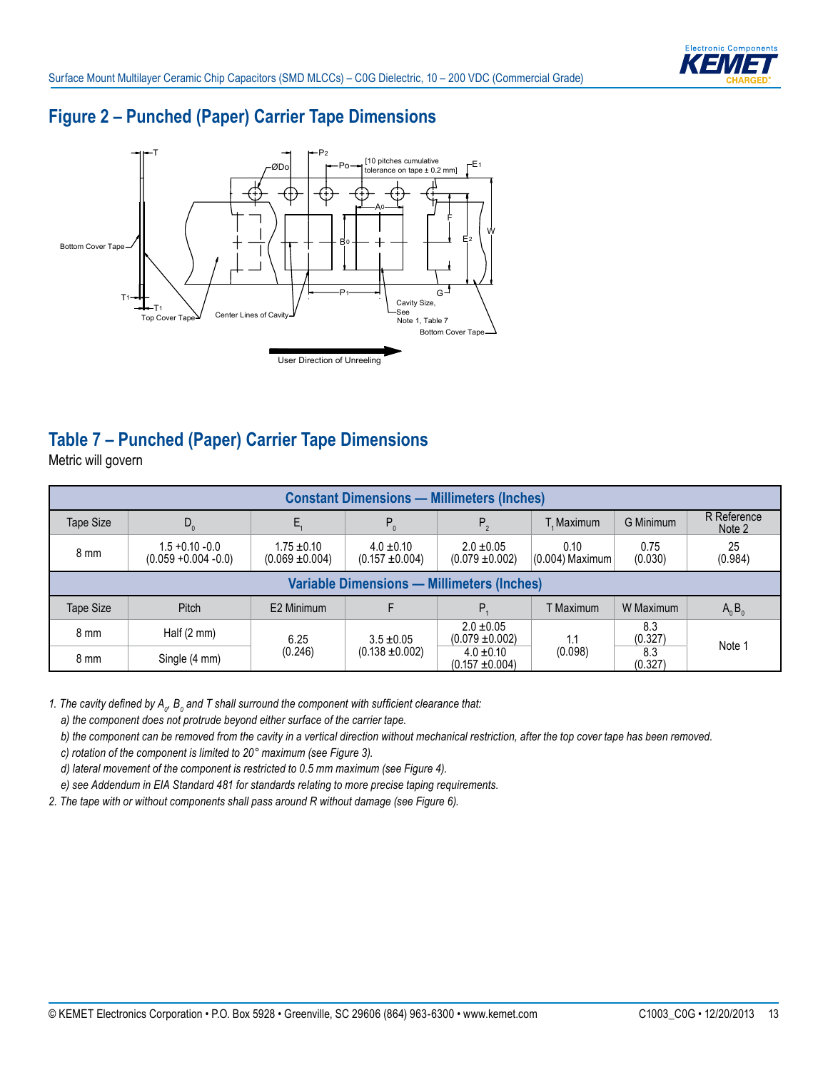## Figure 2 – Punched (Paper) Carrier Tape Dimensions

## Table 7 – Punched (Paper) Carrier Tape Dimensions

Metric will govern

| Constant Dimensions — Millimeters (Inches) | | | | | | | |
|---|---|---|---|---|---|---|---|
| Tape Size | $D_0$ | $E_1$ | $P_0$ | $P_2$ | $T_1$ Maximum | G Minimum | R Reference Note 2 |
| 8 mm | 1.5 +0.10 -0.0 (0.059 +0.004 -0.0) | 1.75 ±0.10 (0.069 ±0.004) | 4.0 ±0.10 (0.157 ±0.004) | 2.0 ±0.05 (0.079 ±0.002) | 0.10 (0.004) Maximum | 0.75 (0.030) | 25 (0.984) |
| **Variable Dimensions — Millimeters (Inches)** | | | | | | | |
| Tape Size | Pitch | E2 Minimum | F | $P_1$ | T Maximum | W Maximum | $A_0B_0$ |
| 8 mm | Half (2 mm) | 6.25 (0.246) | 3.5 ±0.05 (0.138 ±0.002) | 2.0 ±0.05 (0.079 ±0.002) | 1.1 (0.098) | 8.3 (0.327) | Note 1 |
| 8 mm | Single (4 mm) | | | 4.0 ±0.10 (0.157 ±0.004) | | 8.3 (0.327) | |

*1. The cavity defined by $A_0$, $B_0$ and T shall surround the component with sufficient clearance that:*

*a) the component does not protrude beyond either surface of the carrier tape.*

*b) the component can be removed from the cavity in a vertical direction without mechanical restriction, after the top cover tape has been removed.*

*c) rotation of the component is limited to 20° maximum (see Figure 3).*

*d) lateral movement of the component is restricted to 0.5 mm maximum (see Figure 4).*

*e) see Addendum in EIA Standard 481 for standards relating to more precise taping requirements.*

*2. The tape with or without components shall pass around R without damage (see Figure 6).*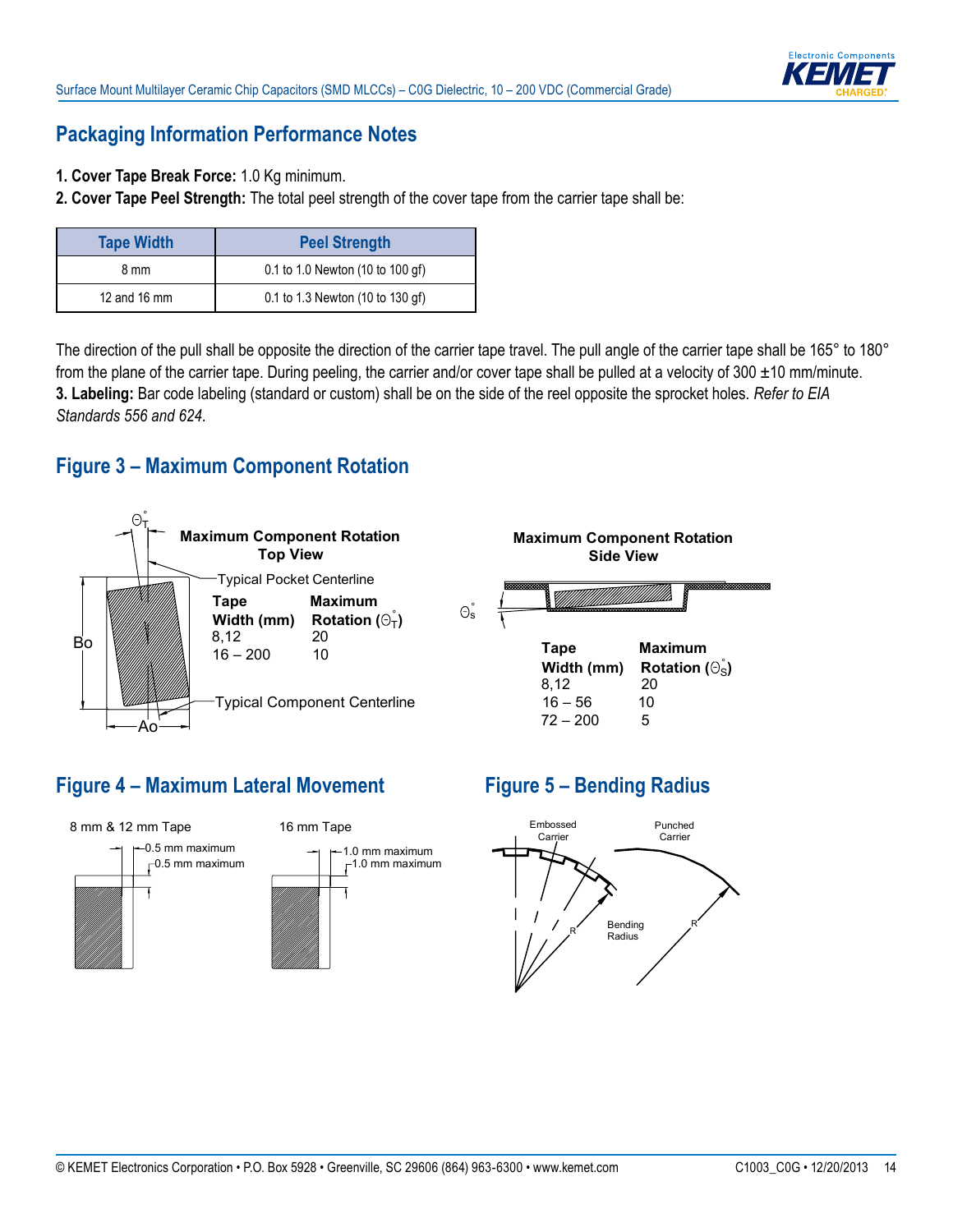## Packaging Information Performance Notes

**1. Cover Tape Break Force:** 1.0 Kg minimum.

**2. Cover Tape Peel Strength:** The total peel strength of the cover tape from the carrier tape shall be:

| Tape Width | Peel Strength |
|---|---|
| 8 mm | 0.1 to 1.0 Newton (10 to 100 gf) |
| 12 and 16 mm | 0.1 to 1.3 Newton (10 to 130 gf) |

The direction of the pull shall be opposite the direction of the carrier tape travel. The pull angle of the carrier tape shall be 165° to 180° from the plane of the carrier tape. During peeling, the carrier and/or cover tape shall be pulled at a velocity of 300 ±10 mm/minute.

**3. Labeling:** Bar code labeling (standard or custom) shall be on the side of the reel opposite the sprocket holes. *Refer to EIA Standards 556 and 624.*

## Figure 3 – Maximum Component Rotation

**Maximum Component Rotation Top View**

Typical Pocket Centerline

Typical Component Centerline

$\Theta_T$, Bo, Ao

| Tape Width (mm) | Maximum Rotation ($\Theta_T$°) |
|---|---|
| 8,12 | 20 |
| 16 – 200 | 10 |

**Maximum Component Rotation Side View**

$\Theta_S$

| Tape Width (mm) | Maximum Rotation ($\Theta_S$°) |
|---|---|
| 8,12 | 20 |
| 16 – 56 | 10 |
| 72 – 200 | 5 |

## Figure 4 – Maximum Lateral Movement

8 mm & 12 mm Tape: 0.5 mm maximum, 0.5 mm maximum

16 mm Tape: 1.0 mm maximum, 1.0 mm maximum

## Figure 5 – Bending Radius

Embossed Carrier

Punched Carrier

Bending Radius

R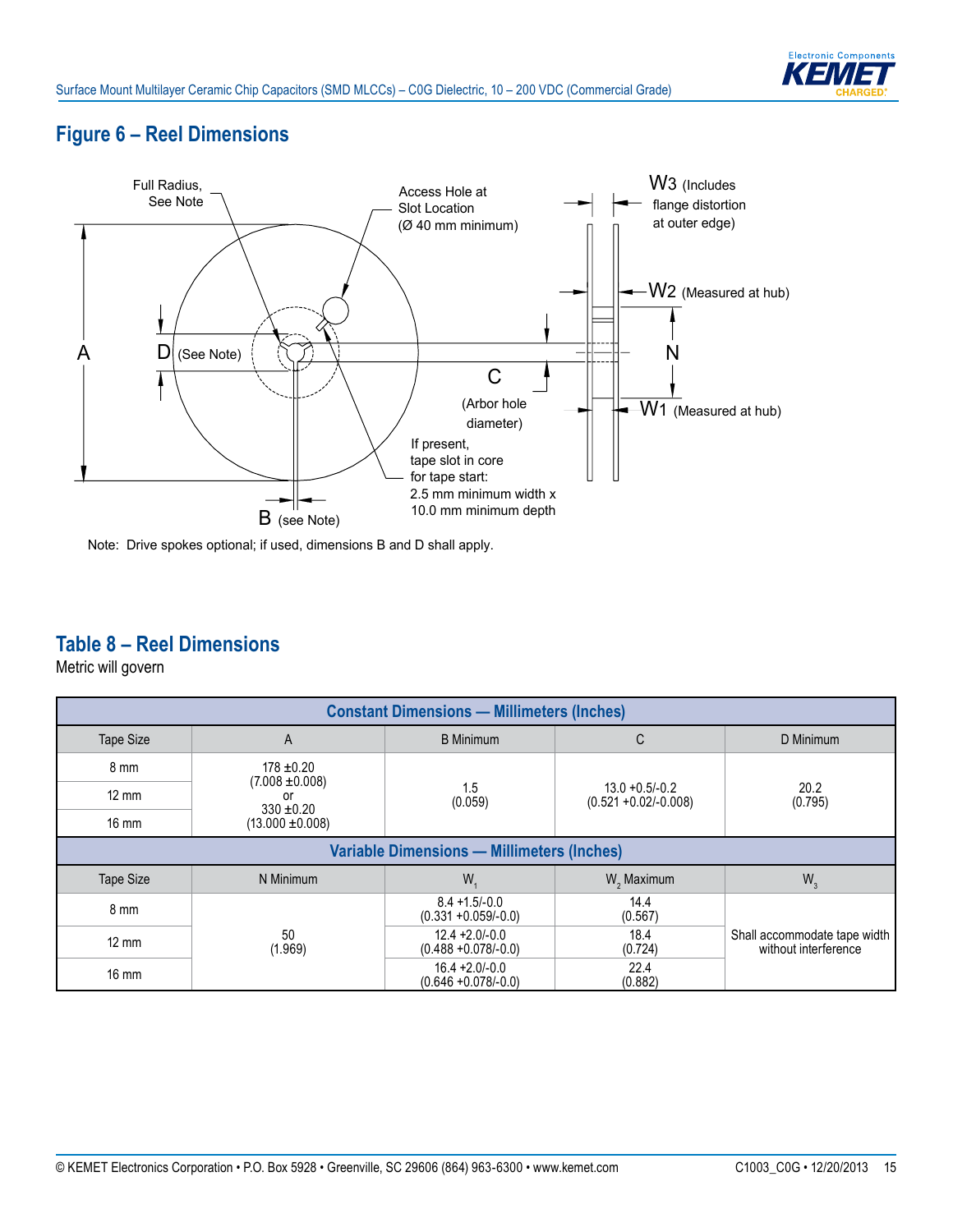## Figure 6 – Reel Dimensions

Full Radius, See Note

Access Hole at Slot Location (Ø 40 mm minimum)

W3 (Includes flange distortion at outer edge)

W2 (Measured at hub)

A

D (See Note)

C

N

(Arbor hole diameter)

W1 (Measured at hub)

If present, tape slot in core for tape start: 2.5 mm minimum width x 10.0 mm minimum depth

B (see Note)

Note: Drive spokes optional; if used, dimensions B and D shall apply.

## Table 8 – Reel Dimensions

Metric will govern

| Constant Dimensions — Millimeters (Inches) | | | | |
|---|---|---|---|---|
| Tape Size | A | B Minimum | C | D Minimum |
| 8 mm | 178 ±0.20 (7.008 ±0.008) or 330 ±0.20 (13.000 ±0.008) | 1.5 (0.059) | 13.0 +0.5/-0.2 (0.521 +0.02/-0.008) | 20.2 (0.795) |
| 12 mm | | | | |
| 16 mm | | | | |
| **Variable Dimensions — Millimeters (Inches)** | | | | |
| Tape Size | N Minimum | $W_1$ | $W_2$ Maximum | $W_3$ |
| 8 mm | 50 (1.969) | 8.4 +1.5/-0.0 (0.331 +0.059/-0.0) | 14.4 (0.567) | Shall accommodate tape width without interference |
| 12 mm | | 12.4 +2.0/-0.0 (0.488 +0.078/-0.0) | 18.4 (0.724) | |
| 16 mm | | 16.4 +2.0/-0.0 (0.646 +0.078/-0.0) | 22.4 (0.882) | |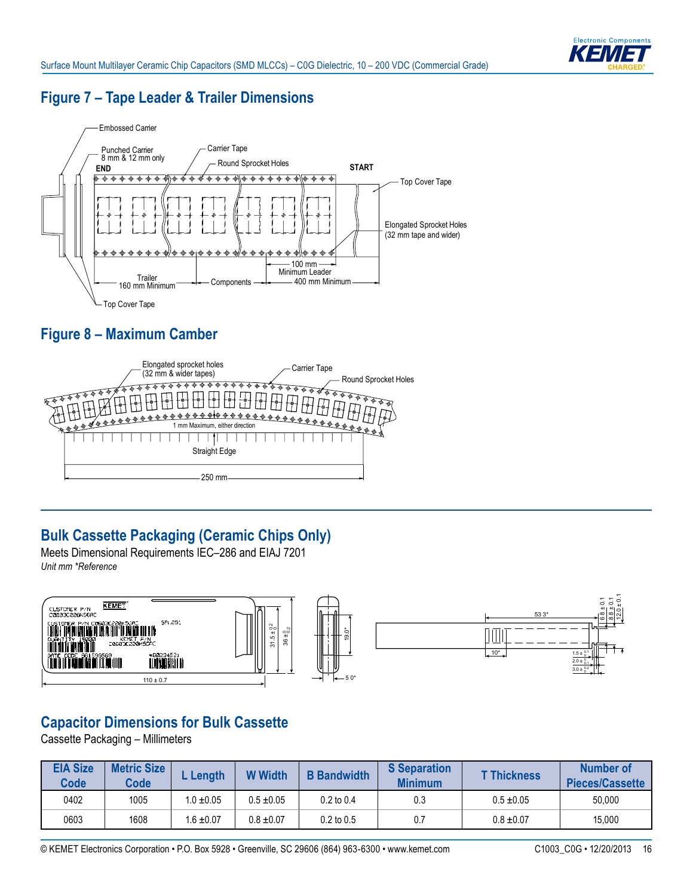## Figure 7 – Tape Leader & Trailer Dimensions

Embossed Carrier

Punched Carrier 8 mm & 12 mm only

Carrier Tape

Round Sprocket Holes

END

START

Top Cover Tape

Elongated Sprocket Holes (32 mm tape and wider)

100 mm Minimum Leader

Trailer 160 mm Minimum

Components

400 mm Minimum

Top Cover Tape

## Figure 8 – Maximum Camber

Elongated sprocket holes (32 mm & wider tapes)

Carrier Tape

Round Sprocket Holes

1 mm Maximum, either direction

Straight Edge

250 mm

## Bulk Cassette Packaging (Ceramic Chips Only)

Meets Dimensional Requirements IEC–286 and EIAJ 7201

*Unit mm *Reference*

110 ± 0.7

31.5 ± 0.2 / 0

36 ± 0 / 0.2

19.0*

5 0*

53 3*

10*

6.8 ± 0.1

8.8 ± 0.1

12.0 ± 0.1

1.5 ± 0.1 / 0

2.0 ± 0 / 0.1

3.0 ± 0.2 / 0

## Capacitor Dimensions for Bulk Cassette

Cassette Packaging – Millimeters

| EIA Size Code | Metric Size Code | L Length | W Width | B Bandwidth | S Separation Minimum | T Thickness | Number of Pieces/Cassette |
|---|---|---|---|---|---|---|---|
| 0402 | 1005 | 1.0 ±0.05 | 0.5 ±0.05 | 0.2 to 0.4 | 0.3 | 0.5 ±0.05 | 50,000 |
| 0603 | 1608 | 1.6 ±0.07 | 0.8 ±0.07 | 0.2 to 0.5 | 0.7 | 0.8 ±0.07 | 15,000 |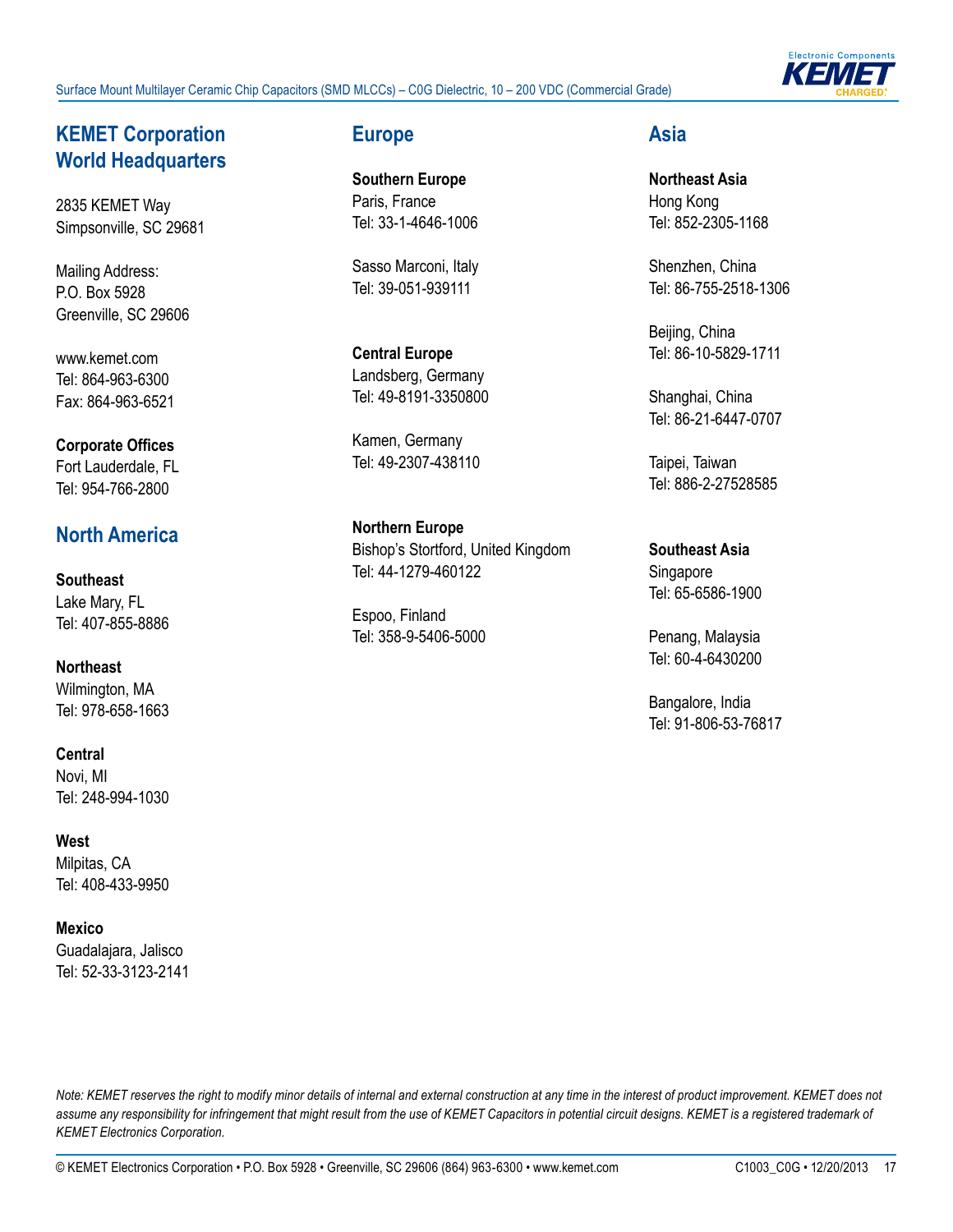## KEMET Corporation World Headquarters

2835 KEMET Way
Simpsonville, SC 29681

Mailing Address:
P.O. Box 5928
Greenville, SC 29606

www.kemet.com
Tel: 864-963-6300
Fax: 864-963-6521

**Corporate Offices**
Fort Lauderdale, FL
Tel: 954-766-2800

## North America

**Southeast**
Lake Mary, FL
Tel: 407-855-8886

**Northeast**
Wilmington, MA
Tel: 978-658-1663

**Central**
Novi, MI
Tel: 248-994-1030

**West**
Milpitas, CA
Tel: 408-433-9950

**Mexico**
Guadalajara, Jalisco
Tel: 52-33-3123-2141

## Europe

**Southern Europe**
Paris, France
Tel: 33-1-4646-1006

Sasso Marconi, Italy
Tel: 39-051-939111

**Central Europe**
Landsberg, Germany
Tel: 49-8191-3350800

Kamen, Germany
Tel: 49-2307-438110

**Northern Europe**
Bishop's Stortford, United Kingdom
Tel: 44-1279-460122

Espoo, Finland
Tel: 358-9-5406-5000

## Asia

**Northeast Asia**
Hong Kong
Tel: 852-2305-1168

Shenzhen, China
Tel: 86-755-2518-1306

Beijing, China
Tel: 86-10-5829-1711

Shanghai, China
Tel: 86-21-6447-0707

Taipei, Taiwan
Tel: 886-2-27528585

**Southeast Asia**
Singapore
Tel: 65-6586-1900

Penang, Malaysia
Tel: 60-4-6430200

Bangalore, India
Tel: 91-806-53-76817

*Note: KEMET reserves the right to modify minor details of internal and external construction at any time in the interest of product improvement. KEMET does not assume any responsibility for infringement that might result from the use of KEMET Capacitors in potential circuit designs. KEMET is a registered trademark of KEMET Electronics Corporation.*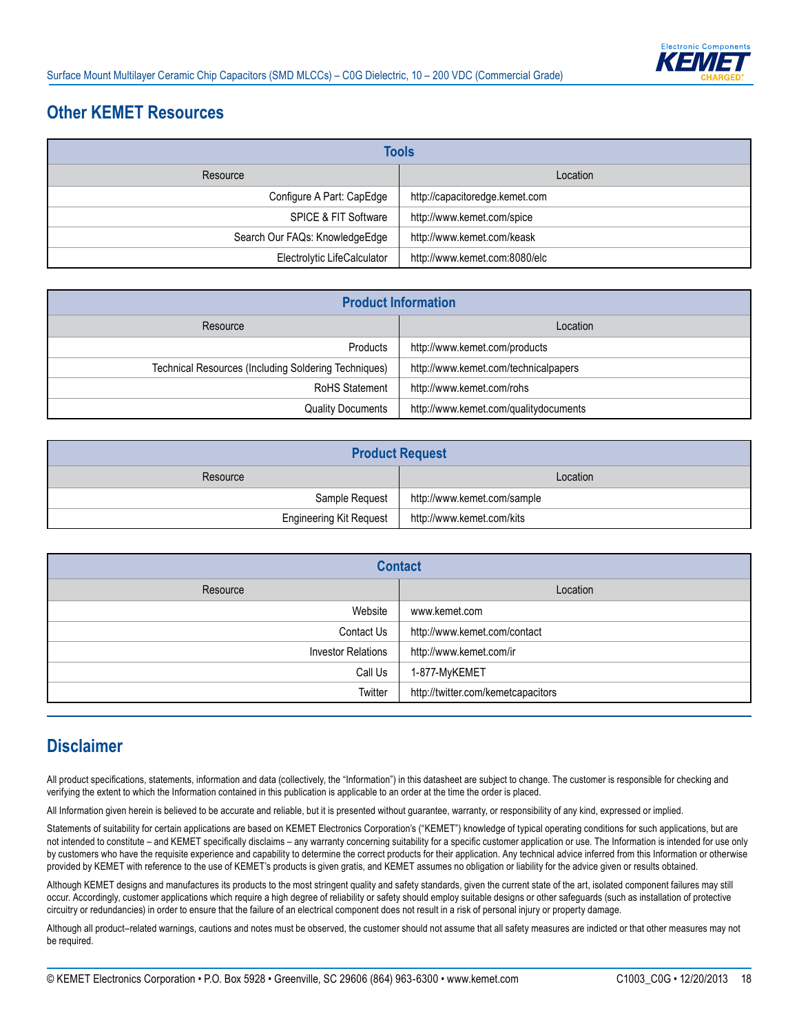## Other KEMET Resources

| Tools | |
|---|---|
| Resource | Location |
| Configure A Part: CapEdge | http://capacitoredge.kemet.com |
| SPICE & FIT Software | http://www.kemet.com/spice |
| Search Our FAQs: KnowledgeEdge | http://www.kemet.com/keask |
| Electrolytic LifeCalculator | http://www.kemet.com:8080/elc |

| Product Information | |
|---|---|
| Resource | Location |
| Products | http://www.kemet.com/products |
| Technical Resources (Including Soldering Techniques) | http://www.kemet.com/technicalpapers |
| RoHS Statement | http://www.kemet.com/rohs |
| Quality Documents | http://www.kemet.com/qualitydocuments |

| Product Request | |
|---|---|
| Resource | Location |
| Sample Request | http://www.kemet.com/sample |
| Engineering Kit Request | http://www.kemet.com/kits |

| Contact | |
|---|---|
| Resource | Location |
| Website | www.kemet.com |
| Contact Us | http://www.kemet.com/contact |
| Investor Relations | http://www.kemet.com/ir |
| Call Us | 1-877-MyKEMET |
| Twitter | http://twitter.com/kemetcapacitors |

## Disclaimer

All product specifications, statements, information and data (collectively, the "Information") in this datasheet are subject to change. The customer is responsible for checking and verifying the extent to which the Information contained in this publication is applicable to an order at the time the order is placed.

All Information given herein is believed to be accurate and reliable, but it is presented without guarantee, warranty, or responsibility of any kind, expressed or implied.

Statements of suitability for certain applications are based on KEMET Electronics Corporation's ("KEMET") knowledge of typical operating conditions for such applications, but are not intended to constitute – and KEMET specifically disclaims – any warranty concerning suitability for a specific customer application or use. The Information is intended for use only by customers who have the requisite experience and capability to determine the correct products for their application. Any technical advice inferred from this Information or otherwise provided by KEMET with reference to the use of KEMET's products is given gratis, and KEMET assumes no obligation or liability for the advice given or results obtained.

Although KEMET designs and manufactures its products to the most stringent quality and safety standards, given the current state of the art, isolated component failures may still occur. Accordingly, customer applications which require a high degree of reliability or safety should employ suitable designs or other safeguards (such as installation of protective circuitry or redundancies) in order to ensure that the failure of an electrical component does not result in a risk of personal injury or property damage.

Although all product–related warnings, cautions and notes must be observed, the customer should not assume that all safety measures are indicted or that other measures may not be required.